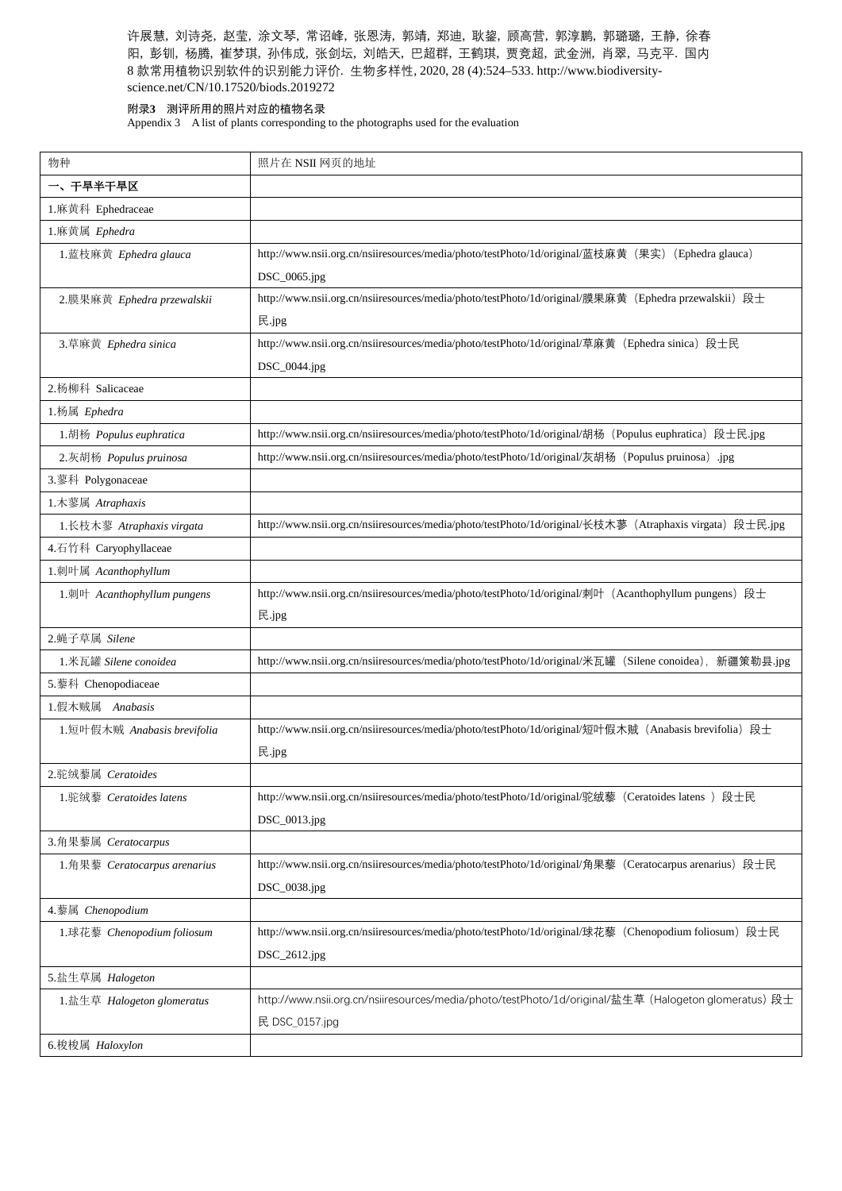许展慧, 刘诗尧, 赵莹, 涂文琴, 常诏峰, 张恩涛, 郭靖, 郑迪, 耿鎏, 顾高营, 郭淳鹏, 郭璐璐, 王静, 徐春阳, 彭钏, 杨腾, 崔梦琪, 孙伟成, 张剑坛, 刘皓天, 巴超群, 王鹤琪, 贾竞超, 武金洲, 肖翠, 马克平. 国内8 款常用植物识别软件的识别能力评价. 生物多样性, 2020, 28 (4):524–533. http://www.biodiversity-science.net/CN/10.17520/biods.2019272

**附录3　测评所用的照片对应的植物名录**

Appendix 3　A list of plants corresponding to the photographs used for the evaluation

| 物种 | 照片在 NSII 网页的地址 |
|---|---|
| **一、干旱半干旱区** | |
| 1.麻黄科 Ephedraceae | |
| 1.麻黄属 *Ephedra* | |
| 1.蓝枝麻黄 *Ephedra glauca* | http://www.nsii.org.cn/nsiiresources/media/photo/testPhoto/1d/original/蓝枝麻黄（果实）（Ephedra glauca）DSC_0065.jpg |
| 2.膜果麻黄 *Ephedra przewalskii* | http://www.nsii.org.cn/nsiiresources/media/photo/testPhoto/1d/original/膜果麻黄（Ephedra przewalskii）段士民.jpg |
| 3.草麻黄 *Ephedra sinica* | http://www.nsii.org.cn/nsiiresources/media/photo/testPhoto/1d/original/草麻黄（Ephedra sinica）段士民DSC_0044.jpg |
| 2.杨柳科 Salicaceae | |
| 1.杨属 *Ephedra* | |
| 1.胡杨 *Populus euphratica* | http://www.nsii.org.cn/nsiiresources/media/photo/testPhoto/1d/original/胡杨（Populus euphratica）段士民.jpg |
| 2.灰胡杨 *Populus pruinosa* | http://www.nsii.org.cn/nsiiresources/media/photo/testPhoto/1d/original/灰胡杨（Populus pruinosa）.jpg |
| 3.蓼科 Polygonaceae | |
| 1.木蓼属 *Atraphaxis* | |
| 1.长枝木蓼 *Atraphaxis virgata* | http://www.nsii.org.cn/nsiiresources/media/photo/testPhoto/1d/original/长枝木蓼（Atraphaxis virgata）段士民.jpg |
| 4.石竹科 Caryophyllaceae | |
| 1.刺叶属 *Acanthophyllum* | |
| 1.刺叶 *Acanthophyllum pungens* | http://www.nsii.org.cn/nsiiresources/media/photo/testPhoto/1d/original/刺叶（Acanthophyllum pungens）段士民.jpg |
| 2.蝇子草属 *Silene* | |
| 1.米瓦罐 *Silene conoidea* | http://www.nsii.org.cn/nsiiresources/media/photo/testPhoto/1d/original/米瓦罐（Silene conoidea），新疆策勒县.jpg |
| 5.藜科 Chenopodiaceae | |
| 1.假木贼属　*Anabasis* | |
| 1.短叶假木贼 *Anabasis brevifolia* | http://www.nsii.org.cn/nsiiresources/media/photo/testPhoto/1d/original/短叶假木贼（Anabasis brevifolia）段士民.jpg |
| 2.驼绒藜属 *Ceratoides* | |
| 1.驼绒藜 *Ceratoides latens* | http://www.nsii.org.cn/nsiiresources/media/photo/testPhoto/1d/original/驼绒藜（Ceratoides latens ）段士民DSC_0013.jpg |
| 3.角果藜属 *Ceratocarpus* | |
| 1.角果藜 *Ceratocarpus arenarius* | http://www.nsii.org.cn/nsiiresources/media/photo/testPhoto/1d/original/角果藜（Ceratocarpus arenarius）段士民DSC_0038.jpg |
| 4.藜属 *Chenopodium* | |
| 1.球花藜 *Chenopodium foliosum* | http://www.nsii.org.cn/nsiiresources/media/photo/testPhoto/1d/original/球花藜（Chenopodium foliosum）段士民DSC_2612.jpg |
| 5.盐生草属 *Halogeton* | |
| 1.盐生草 *Halogeton glomeratus* | http://www.nsii.org.cn/nsiiresources/media/photo/testPhoto/1d/original/盐生草（Halogeton glomeratus）段士民 DSC_0157.jpg |
| 6.梭梭属 *Haloxylon* | |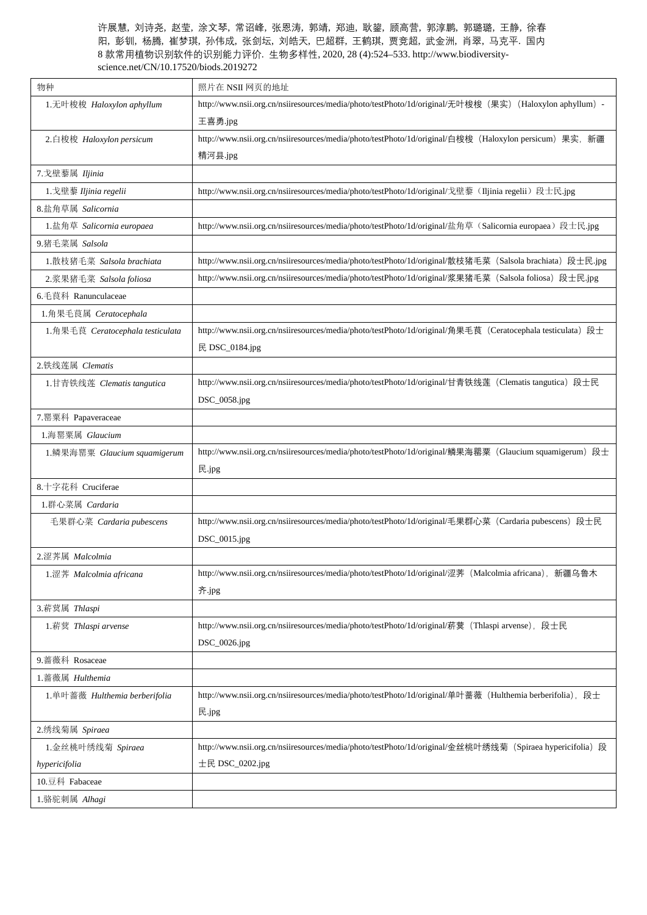许展慧, 刘诗尧, 赵莹, 涂文琴, 常诏峰, 张恩涛, 郭靖, 郑迪, 耿鋆, 顾高营, 郭淳鹏, 郭璐璐, 王静, 徐春阳, 彭钏, 杨腾, 崔梦琪, 孙伟成, 张剑坛, 刘皓天, 巴超群, 王鹤琪, 贾竞超, 武金洲, 肖翠, 马克平. 国内 8 款常用植物识别软件的识别能力评价. 生物多样性, 2020, 28 (4):524–533. http://www.biodiversity-science.net/CN/10.17520/biods.2019272

| 物种 | 照片在 NSII 网页的地址 |
|---|---|
| 1.无叶梭梭 *Haloxylon aphyllum* | http://www.nsii.org.cn/nsiiresources/media/photo/testPhoto/1d/original/无叶梭梭（果实）(Haloxylon aphyllum）-王喜勇.jpg |
| 2.白梭梭 *Haloxylon persicum* | http://www.nsii.org.cn/nsiiresources/media/photo/testPhoto/1d/original/白梭梭（Haloxylon persicum）果实, 新疆精河县.jpg |
| 7.戈壁藜属 *Iljinia* | |
| 1.戈壁藜 *Iljinia regelii* | http://www.nsii.org.cn/nsiiresources/media/photo/testPhoto/1d/original/戈壁藜（Iljinia regelii）段士民.jpg |
| 8.盐角草属 *Salicornia* | |
| 1.盐角草 *Salicornia europaea* | http://www.nsii.org.cn/nsiiresources/media/photo/testPhoto/1d/original/盐角草（Salicornia europaea）段士民.jpg |
| 9.猪毛菜属 *Salsola* | |
| 1.散枝猪毛菜 *Salsola brachiata* | http://www.nsii.org.cn/nsiiresources/media/photo/testPhoto/1d/original/散枝猪毛菜（Salsola brachiata）段士民.jpg |
| 2.浆果猪毛菜 *Salsola foliosa* | http://www.nsii.org.cn/nsiiresources/media/photo/testPhoto/1d/original/浆果猪毛菜（Salsola foliosa）段士民.jpg |
| 6.毛茛科 Ranunculaceae | |
| 1.角果毛茛属 *Ceratocephala* | |
| 1.角果毛茛 *Ceratocephala testiculata* | http://www.nsii.org.cn/nsiiresources/media/photo/testPhoto/1d/original/角果毛茛（Ceratocephala testiculata）段士民 DSC_0184.jpg |
| 2.铁线莲属 *Clematis* | |
| 1.甘青铁线莲 *Clematis tangutica* | http://www.nsii.org.cn/nsiiresources/media/photo/testPhoto/1d/original/甘青铁线莲（Clematis tangutica）段士民 DSC_0058.jpg |
| 7.罂粟科 Papaveraceae | |
| 1.海罂粟属 *Glaucium* | |
| 1.鳞果海罂粟 *Glaucium squamigerum* | http://www.nsii.org.cn/nsiiresources/media/photo/testPhoto/1d/original/鳞果海罂粟（Glaucium squamigerum）段士民.jpg |
| 8.十字花科 Cruciferae | |
| 1.群心菜属 *Cardaria* | |
| 毛果群心菜 *Cardaria pubescens* | http://www.nsii.org.cn/nsiiresources/media/photo/testPhoto/1d/original/毛果群心菜（Cardaria pubescens）段士民 DSC_0015.jpg |
| 2.涩荠属 *Malcolmia* | |
| 1.涩荠 *Malcolmia africana* | http://www.nsii.org.cn/nsiiresources/media/photo/testPhoto/1d/original/涩荠（Malcolmia africana）, 新疆乌鲁木齐.jpg |
| 3.菥蓂属 *Thlaspi* | |
| 1.菥蓂 *Thlaspi arvense* | http://www.nsii.org.cn/nsiiresources/media/photo/testPhoto/1d/original/菥蓂（Thlaspi arvense）, 段士民 DSC_0026.jpg |
| 9.蔷薇科 Rosaceae | |
| 1.蔷薇属 *Hulthemia* | |
| 1.单叶蔷薇 *Hulthemia berberifolia* | http://www.nsii.org.cn/nsiiresources/media/photo/testPhoto/1d/original/单叶蔷薇（Hulthemia berberifolia）, 段士民.jpg |
| 2.绣线菊属 *Spiraea* | |
| 1.金丝桃叶绣线菊 *Spiraea hypericifolia* | http://www.nsii.org.cn/nsiiresources/media/photo/testPhoto/1d/original/金丝桃叶绣线菊（Spiraea hypericifolia）段士民 DSC_0202.jpg |
| 10.豆科 Fabaceae | |
| 1.骆驼刺属 *Alhagi* | |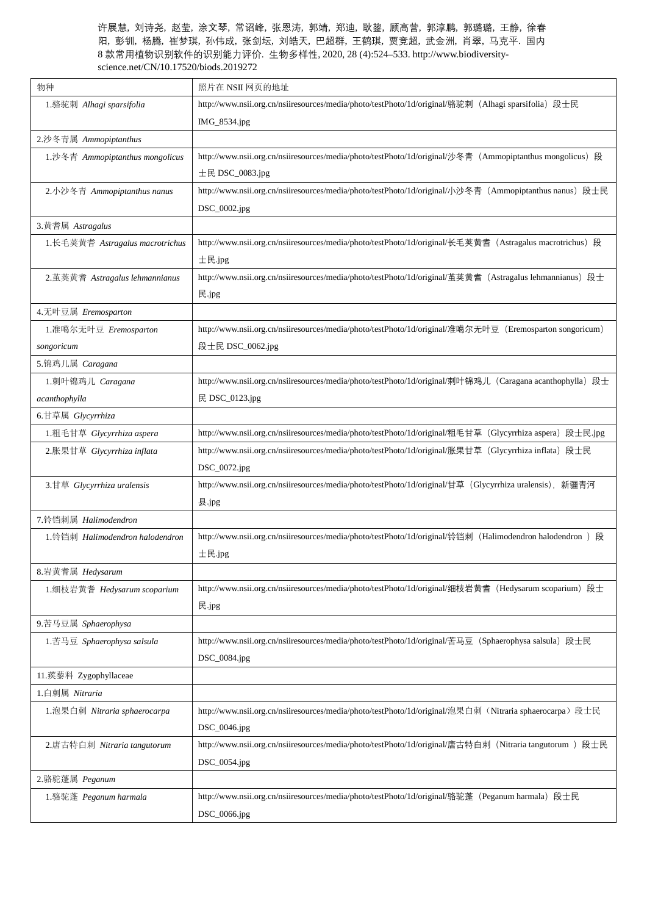许展慧，刘诗尧，赵莹，涂文琴，常诏峰，张恩涛，郭靖，郑迪，耿鎏，顾高营，郭淳鹏，郭璐璐，王静，徐春阳，彭钏，杨腾，崔梦琪，孙伟成，张剑坛，刘皓天，巴超群，王鹤琪，贾竞超，武金洲，肖翠，马克平．国内 8 款常用植物识别软件的识别能力评价．生物多样性, 2020, 28 (4):524–533. http://www.biodiversity-science.net/CN/10.17520/biods.2019272

| 物种 | 照片在 NSII 网页的地址 |
|---|---|
| 1.骆驼刺 *Alhagi sparsifolia* | http://www.nsii.org.cn/nsiiresources/media/photo/testPhoto/1d/original/骆驼刺（Alhagi sparsifolia）段士民 IMG_8534.jpg |
| 2.沙冬青属 *Ammopiptanthus* | |
| 1.沙冬青 *Ammopiptanthus mongolicus* | http://www.nsii.org.cn/nsiiresources/media/photo/testPhoto/1d/original/沙冬青（Ammopiptanthus mongolicus）段士民 DSC_0083.jpg |
| 2.小沙冬青 *Ammopiptanthus nanus* | http://www.nsii.org.cn/nsiiresources/media/photo/testPhoto/1d/original/小沙冬青（Ammopiptanthus nanus）段士民 DSC_0002.jpg |
| 3.黄耆属 *Astragalus* | |
| 1.长毛荚黄耆 *Astragalus macrotrichus* | http://www.nsii.org.cn/nsiiresources/media/photo/testPhoto/1d/original/长毛荚黄耆（Astragalus macrotrichus）段士民.jpg |
| 2.茧荚黄耆 *Astragalus lehmannianus* | http://www.nsii.org.cn/nsiiresources/media/photo/testPhoto/1d/original/茧荚黄耆（Astragalus lehmannianus）段士民.jpg |
| 4.无叶豆属 *Eremosparton* | |
| 1.准噶尔无叶豆 *Eremosparton songoricum* | http://www.nsii.org.cn/nsiiresources/media/photo/testPhoto/1d/original/准噶尔无叶豆（Eremosparton songoricum）段士民 DSC_0062.jpg |
| 5.锦鸡儿属 *Caragana* | |
| 1.刺叶锦鸡儿 *Caragana acanthophylla* | http://www.nsii.org.cn/nsiiresources/media/photo/testPhoto/1d/original/刺叶锦鸡儿（Caragana acanthophylla）段士民 DSC_0123.jpg |
| 6.甘草属 *Glycyrrhiza* | |
| 1.粗毛甘草 *Glycyrrhiza aspera* | http://www.nsii.org.cn/nsiiresources/media/photo/testPhoto/1d/original/粗毛甘草（Glycyrrhiza aspera）段士民.jpg |
| 2.胀果甘草 *Glycyrrhiza inflata* | http://www.nsii.org.cn/nsiiresources/media/photo/testPhoto/1d/original/胀果甘草（Glycyrrhiza inflata）段士民 DSC_0072.jpg |
| 3.甘草 *Glycyrrhiza uralensis* | http://www.nsii.org.cn/nsiiresources/media/photo/testPhoto/1d/original/甘草（Glycyrrhiza uralensis），新疆青河县.jpg |
| 7.铃铛刺属 *Halimodendron* | |
| 1.铃铛刺 *Halimodendron halodendron* | http://www.nsii.org.cn/nsiiresources/media/photo/testPhoto/1d/original/铃铛刺（Halimodendron halodendron ）段士民.jpg |
| 8.岩黄耆属 *Hedysarum* | |
| 1.细枝岩黄耆 *Hedysarum scoparium* | http://www.nsii.org.cn/nsiiresources/media/photo/testPhoto/1d/original/细枝岩黄耆（Hedysarum scoparium）段士民.jpg |
| 9.苦马豆属 *Sphaerophysa* | |
| 1.苦马豆 *Sphaerophysa salsula* | http://www.nsii.org.cn/nsiiresources/media/photo/testPhoto/1d/original/苦马豆（Sphaerophysa salsula）段士民 DSC_0084.jpg |
| 11.蒺藜科 Zygophyllaceae | |
| 1.白刺属 *Nitraria* | |
| 1.泡果白刺 *Nitraria sphaerocarpa* | http://www.nsii.org.cn/nsiiresources/media/photo/testPhoto/1d/original/泡果白刺（Nitraria sphaerocarpa）段士民 DSC_0046.jpg |
| 2.唐古特白刺 *Nitraria tangutorum* | http://www.nsii.org.cn/nsiiresources/media/photo/testPhoto/1d/original/唐古特白刺（Nitraria tangutorum ）段士民 DSC_0054.jpg |
| 2.骆驼蓬属 *Peganum* | |
| 1.骆驼蓬 *Peganum harmala* | http://www.nsii.org.cn/nsiiresources/media/photo/testPhoto/1d/original/骆驼蓬（Peganum harmala）段士民 DSC_0066.jpg |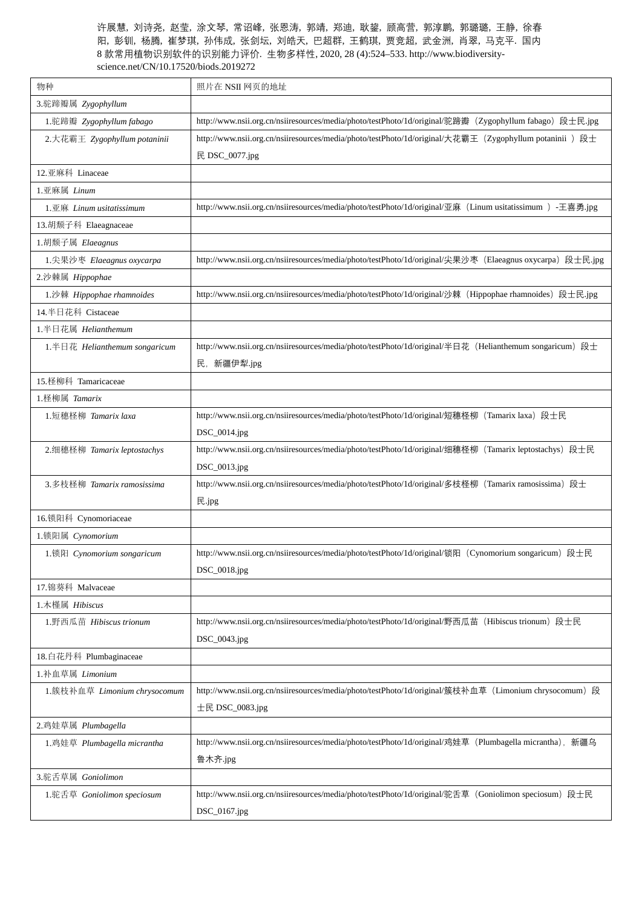许展慧，刘诗尧，赵莹，涂文琴，常诏峰，张恩涛，郭靖，郑迪，耿鋆，顾高营，郭淳鹏，郭璐璐，王静，徐春阳，彭钏，杨腾，崔梦琪，孙伟成，张剑坛，刘皓天，巴超群，王鹤琪，贾竞超，武金洲，肖翠，马克平．国内 8 款常用植物识别软件的识别能力评价．生物多样性, 2020, 28 (4):524–533. http://www.biodiversity-science.net/CN/10.17520/biods.2019272

| 物种 | 照片在 NSII 网页的地址 |
|---|---|
| 3.驼蹄瓣属 *Zygophyllum* | |
| 1.驼蹄瓣 *Zygophyllum fabago* | http://www.nsii.org.cn/nsiiresources/media/photo/testPhoto/1d/original/驼蹄瓣（Zygophyllum fabago）段士民.jpg |
| 2.大花霸王 *Zygophyllum potaninii* | http://www.nsii.org.cn/nsiiresources/media/photo/testPhoto/1d/original/大花霸王（Zygophyllum potaninii ）段士民 DSC_0077.jpg |
| 12.亚麻科 Linaceae | |
| 1.亚麻属 *Linum* | |
| 1.亚麻 *Linum usitatissimum* | http://www.nsii.org.cn/nsiiresources/media/photo/testPhoto/1d/original/亚麻（Linum usitatissimum ）-王喜勇.jpg |
| 13.胡颓子科 Elaeagnaceae | |
| 1.胡颓子属 *Elaeagnus* | |
| 1.尖果沙枣 *Elaeagnus oxycarpa* | http://www.nsii.org.cn/nsiiresources/media/photo/testPhoto/1d/original/尖果沙枣（Elaeagnus oxycarpa）段士民.jpg |
| 2.沙棘属 *Hippophae* | |
| 1.沙棘 *Hippophae rhamnoides* | http://www.nsii.org.cn/nsiiresources/media/photo/testPhoto/1d/original/沙棘（Hippophae rhamnoides）段士民.jpg |
| 14.半日花科 Cistaceae | |
| 1.半日花属 *Helianthemum* | |
| 1.半日花 *Helianthemum songaricum* | http://www.nsii.org.cn/nsiiresources/media/photo/testPhoto/1d/original/半日花（Helianthemum songaricum）段士民，新疆伊犁.jpg |
| 15.柽柳科 Tamaricaceae | |
| 1.柽柳属 *Tamarix* | |
| 1.短穗柽柳 *Tamarix laxa* | http://www.nsii.org.cn/nsiiresources/media/photo/testPhoto/1d/original/短穗柽柳（Tamarix laxa）段士民 DSC_0014.jpg |
| 2.细穗柽柳 *Tamarix leptostachys* | http://www.nsii.org.cn/nsiiresources/media/photo/testPhoto/1d/original/细穗柽柳（Tamarix leptostachys）段士民 DSC_0013.jpg |
| 3.多枝柽柳 *Tamarix ramosissima* | http://www.nsii.org.cn/nsiiresources/media/photo/testPhoto/1d/original/多枝柽柳（Tamarix ramosissima）段士民.jpg |
| 16.锁阳科 Cynomoriaceae | |
| 1.锁阳属 *Cynomorium* | |
| 1.锁阳 *Cynomorium songaricum* | http://www.nsii.org.cn/nsiiresources/media/photo/testPhoto/1d/original/锁阳（Cynomorium songaricum）段士民 DSC_0018.jpg |
| 17.锦葵科 Malvaceae | |
| 1.木槿属 *Hibiscus* | |
| 1.野西瓜苗 *Hibiscus trionum* | http://www.nsii.org.cn/nsiiresources/media/photo/testPhoto/1d/original/野西瓜苗（Hibiscus trionum）段士民 DSC_0043.jpg |
| 18.白花丹科 Plumbaginaceae | |
| 1.补血草属 *Limonium* | |
| 1.簇枝补血草 *Limonium chrysocomum* | http://www.nsii.org.cn/nsiiresources/media/photo/testPhoto/1d/original/簇枝补血草（Limonium chrysocomum）段士民 DSC_0083.jpg |
| 2.鸡娃草属 *Plumbagella* | |
| 1.鸡娃草 *Plumbagella micrantha* | http://www.nsii.org.cn/nsiiresources/media/photo/testPhoto/1d/original/鸡娃草（Plumbagella micrantha），新疆乌鲁木齐.jpg |
| 3.驼舌草属 *Goniolimon* | |
| 1.驼舌草 *Goniolimon speciosum* | http://www.nsii.org.cn/nsiiresources/media/photo/testPhoto/1d/original/驼舌草（Goniolimon speciosum）段士民 DSC_0167.jpg |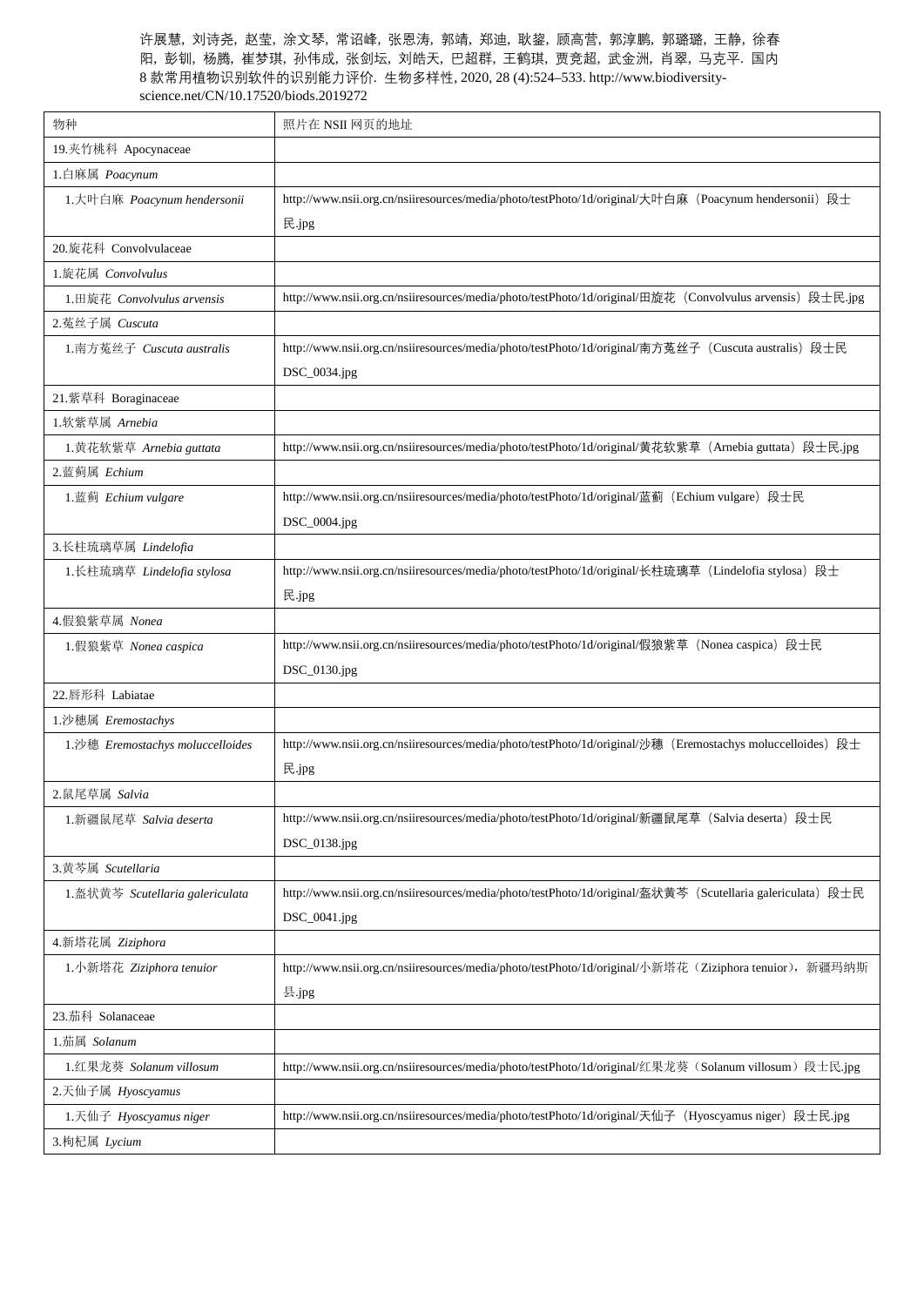许展慧, 刘诗尧, 赵莹, 涂文琴, 常诏峰, 张恩涛, 郭靖, 郑迪, 耿鋆, 顾高营, 郭淳鹏, 郭璐璐, 王静, 徐春阳, 彭钏, 杨腾, 崔梦琪, 孙伟成, 张剑坛, 刘皓天, 巴超群, 王鹤琪, 贾竞超, 武金洲, 肖翠, 马克平. 国内8 款常用植物识别软件的识别能力评价. 生物多样性, 2020, 28 (4):524–533. http://www.biodiversity-science.net/CN/10.17520/biods.2019272

| 物种 | 照片在 NSII 网页的地址 |
|---|---|
| 19.夹竹桃科 Apocynaceae | |
| 1.白麻属 *Poacynum* | |
| 1.大叶白麻 *Poacynum hendersonii* | http://www.nsii.org.cn/nsiiresources/media/photo/testPhoto/1d/original/大叶白麻（Poacynum hendersonii）段士民.jpg |
| 20.旋花科 Convolvulaceae | |
| 1.旋花属 *Convolvulus* | |
| 1.田旋花 *Convolvulus arvensis* | http://www.nsii.org.cn/nsiiresources/media/photo/testPhoto/1d/original/田旋花（Convolvulus arvensis）段士民.jpg |
| 2.菟丝子属 *Cuscuta* | |
| 1.南方菟丝子 *Cuscuta australis* | http://www.nsii.org.cn/nsiiresources/media/photo/testPhoto/1d/original/南方菟丝子（Cuscuta australis）段士民DSC_0034.jpg |
| 21.紫草科 Boraginaceae | |
| 1.软紫草属 *Arnebia* | |
| 1.黄花软紫草 *Arnebia guttata* | http://www.nsii.org.cn/nsiiresources/media/photo/testPhoto/1d/original/黄花软紫草（Arnebia guttata）段士民.jpg |
| 2.蓝蓟属 *Echium* | |
| 1.蓝蓟 *Echium vulgare* | http://www.nsii.org.cn/nsiiresources/media/photo/testPhoto/1d/original/蓝蓟（Echium vulgare）段士民DSC_0004.jpg |
| 3.长柱琉璃草属 *Lindelofia* | |
| 1.长柱琉璃草 *Lindelofia stylosa* | http://www.nsii.org.cn/nsiiresources/media/photo/testPhoto/1d/original/长柱琉璃草（Lindelofia stylosa）段士民.jpg |
| 4.假狼紫草属 *Nonea* | |
| 1.假狼紫草 *Nonea caspica* | http://www.nsii.org.cn/nsiiresources/media/photo/testPhoto/1d/original/假狼紫草（Nonea caspica）段士民DSC_0130.jpg |
| 22.唇形科 Labiatae | |
| 1.沙穗属 *Eremostachys* | |
| 1.沙穗 *Eremostachys moluccelloides* | http://www.nsii.org.cn/nsiiresources/media/photo/testPhoto/1d/original/沙穗（Eremostachys moluccelloides）段士民.jpg |
| 2.鼠尾草属 *Salvia* | |
| 1.新疆鼠尾草 *Salvia deserta* | http://www.nsii.org.cn/nsiiresources/media/photo/testPhoto/1d/original/新疆鼠尾草（Salvia deserta）段士民DSC_0138.jpg |
| 3.黄芩属 *Scutellaria* | |
| 1.盔状黄芩 *Scutellaria galericulata* | http://www.nsii.org.cn/nsiiresources/media/photo/testPhoto/1d/original/盔状黄芩（Scutellaria galericulata）段士民DSC_0041.jpg |
| 4.新塔花属 *Ziziphora* | |
| 1.小新塔花 *Ziziphora tenuior* | http://www.nsii.org.cn/nsiiresources/media/photo/testPhoto/1d/original/小新塔花（Ziziphora tenuior），新疆玛纳斯县.jpg |
| 23.茄科 Solanaceae | |
| 1.茄属 *Solanum* | |
| 1.红果龙葵 *Solanum villosum* | http://www.nsii.org.cn/nsiiresources/media/photo/testPhoto/1d/original/红果龙葵（Solanum villosum）段士民.jpg |
| 2.天仙子属 *Hyoscyamus* | |
| 1.天仙子 *Hyoscyamus niger* | http://www.nsii.org.cn/nsiiresources/media/photo/testPhoto/1d/original/天仙子（Hyoscyamus niger）段士民.jpg |
| 3.枸杞属 *Lycium* | |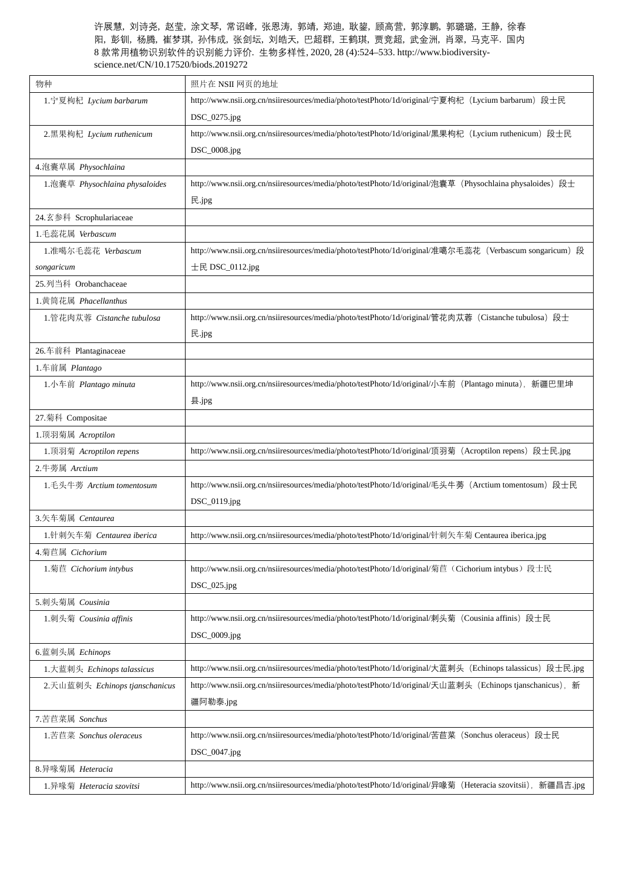许展慧, 刘诗尧, 赵莹, 涂文琴, 常诏峰, 张恩涛, 郭靖, 郑迪, 耿鋆, 顾高营, 郭淳鹏, 郭璐璐, 王静, 徐春阳, 彭钏, 杨腾, 崔梦琪, 孙伟成, 张剑坛, 刘皓天, 巴超群, 王鹤琪, 贾竞超, 武金洲, 肖翠, 马克平. 国内 8 款常用植物识别软件的识别能力评价. 生物多样性, 2020, 28 (4):524–533. http://www.biodiversity-science.net/CN/10.17520/biods.2019272

| 物种 | 照片在 NSII 网页的地址 |
| --- | --- |
| 1.宁夏枸杞 *Lycium barbarum* | http://www.nsii.org.cn/nsiiresources/media/photo/testPhoto/1d/original/宁夏枸杞（Lycium barbarum）段士民 DSC_0275.jpg |
| 2.黑果枸杞 *Lycium ruthenicum* | http://www.nsii.org.cn/nsiiresources/media/photo/testPhoto/1d/original/黑果枸杞（Lycium ruthenicum）段士民 DSC_0008.jpg |
| 4.泡囊草属 *Physochlaina* | |
| 1.泡囊草 *Physochlaina physaloides* | http://www.nsii.org.cn/nsiiresources/media/photo/testPhoto/1d/original/泡囊草（Physochlaina physaloides）段士民.jpg |
| 24.玄参科 Scrophulariaceae | |
| 1.毛蕊花属 *Verbascum* | |
| 1.准噶尔毛蕊花 *Verbascum songaricum* | http://www.nsii.org.cn/nsiiresources/media/photo/testPhoto/1d/original/准噶尔毛蕊花（Verbascum songaricum）段士民 DSC_0112.jpg |
| 25.列当科 Orobanchaceae | |
| 1.黄筒花属 *Phacellanthus* | |
| 1.管花肉苁蓉 *Cistanche tubulosa* | http://www.nsii.org.cn/nsiiresources/media/photo/testPhoto/1d/original/管花肉苁蓉（Cistanche tubulosa）段士民.jpg |
| 26.车前科 Plantaginaceae | |
| 1.车前属 *Plantago* | |
| 1.小车前 *Plantago minuta* | http://www.nsii.org.cn/nsiiresources/media/photo/testPhoto/1d/original/小车前（Plantago minuta），新疆巴里坤县.jpg |
| 27.菊科 Compositae | |
| 1.顶羽菊属 *Acroptilon* | |
| 1.顶羽菊 *Acroptilon repens* | http://www.nsii.org.cn/nsiiresources/media/photo/testPhoto/1d/original/顶羽菊（Acroptilon repens）段士民.jpg |
| 2.牛蒡属 *Arctium* | |
| 1.毛头牛蒡 *Arctium tomentosum* | http://www.nsii.org.cn/nsiiresources/media/photo/testPhoto/1d/original/毛头牛蒡（Arctium tomentosum）段士民 DSC_0119.jpg |
| 3.矢车菊属 *Centaurea* | |
| 1.针刺矢车菊 *Centaurea iberica* | http://www.nsii.org.cn/nsiiresources/media/photo/testPhoto/1d/original/针刺矢车菊 Centaurea iberica.jpg |
| 4.菊苣属 *Cichorium* | |
| 1.菊苣 *Cichorium intybus* | http://www.nsii.org.cn/nsiiresources/media/photo/testPhoto/1d/original/菊苣（Cichorium intybus）段士民 DSC_025.jpg |
| 5.刺头菊属 *Cousinia* | |
| 1.刺头菊 *Cousinia affinis* | http://www.nsii.org.cn/nsiiresources/media/photo/testPhoto/1d/original/刺头菊（Cousinia affinis）段士民 DSC_0009.jpg |
| 6.蓝刺头属 *Echinops* | |
| 1.大蓝刺头 *Echinops talassicus* | http://www.nsii.org.cn/nsiiresources/media/photo/testPhoto/1d/original/大蓝刺头（Echinops talassicus）段士民.jpg |
| 2.天山蓝刺头 *Echinops tjanschanicus* | http://www.nsii.org.cn/nsiiresources/media/photo/testPhoto/1d/original/天山蓝刺头（Echinops tjanschanicus），新疆阿勒泰.jpg |
| 7.苦苣菜属 *Sonchus* | |
| 1.苦苣菜 *Sonchus oleraceus* | http://www.nsii.org.cn/nsiiresources/media/photo/testPhoto/1d/original/苦苣菜（Sonchus oleraceus）段士民 DSC_0047.jpg |
| 8.异喙菊属 *Heteracia* | |
| 1.异喙菊 *Heteracia szovitsi* | http://www.nsii.org.cn/nsiiresources/media/photo/testPhoto/1d/original/异喙菊（Heteracia szovitsii），新疆昌吉.jpg |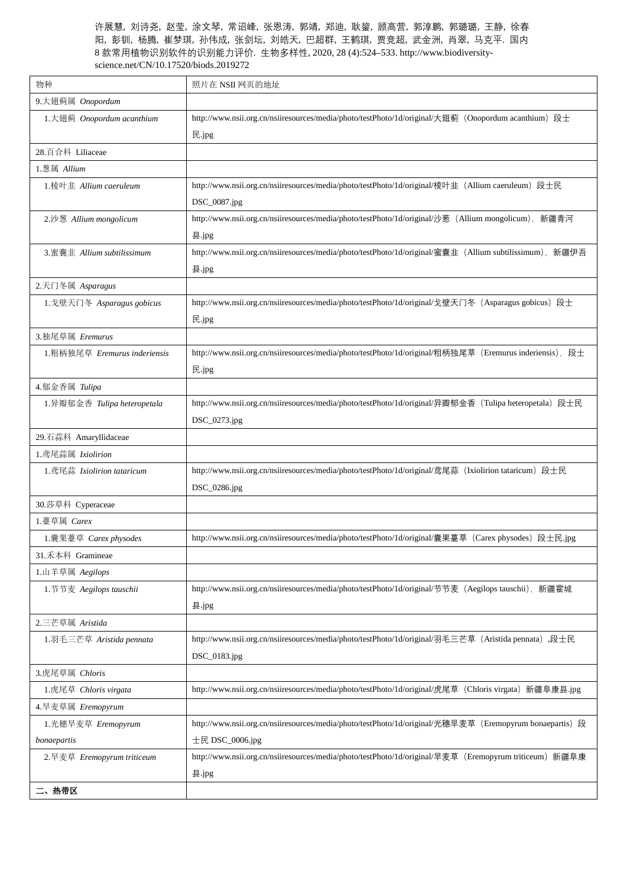许展慧, 刘诗尧, 赵莹, 涂文琴, 常诏峰, 张恩涛, 郭靖, 郑迪, 耿鋆, 顾高营, 郭淳鹏, 郭璐璐, 王静, 徐春阳, 彭钏, 杨腾, 崔梦琪, 孙伟成, 张剑坛, 刘皓天, 巴超群, 王鹤琪, 贾竞超, 武金洲, 肖翠, 马克平. 国内 8 款常用植物识别软件的识别能力评价. 生物多样性, 2020, 28 (4):524–533. http://www.biodiversity-science.net/CN/10.17520/biods.2019272

| 物种 | 照片在 NSII 网页的地址 |
|---|---|
| 9.大翅蓟属 *Onopordum* | |
| 1.大翅蓟 *Onopordum acanthium* | http://www.nsii.org.cn/nsiiresources/media/photo/testPhoto/1d/original/大翅蓟（Onopordum acanthium）段士民.jpg |
| 28.百合科 Liliaceae | |
| 1.葱属 *Allium* | |
| 1.棱叶韭 *Allium caeruleum* | http://www.nsii.org.cn/nsiiresources/media/photo/testPhoto/1d/original/棱叶韭（Allium caeruleum）段士民 DSC_0087.jpg |
| 2.沙葱 *Allium mongolicum* | http://www.nsii.org.cn/nsiiresources/media/photo/testPhoto/1d/original/沙葱（Allium mongolicum）, 新疆青河县.jpg |
| 3.蜜囊韭 *Allium subtilissimum* | http://www.nsii.org.cn/nsiiresources/media/photo/testPhoto/1d/original/蜜囊韭（Allium subtilissimum）, 新疆伊吾县.jpg |
| 2.天门冬属 *Asparagus* | |
| 1.戈壁天门冬 *Asparagus gobicus* | http://www.nsii.org.cn/nsiiresources/media/photo/testPhoto/1d/original/戈壁天门冬（Asparagus gobicus）段士民.jpg |
| 3.独尾草属 *Eremurus* | |
| 1.粗柄独尾草 *Eremurus inderiensis* | http://www.nsii.org.cn/nsiiresources/media/photo/testPhoto/1d/original/粗柄独尾草（Eremurus inderiensis）, 段士民.jpg |
| 4.郁金香属 *Tulipa* | |
| 1.异瓣郁金香 *Tulipa heteropetala* | http://www.nsii.org.cn/nsiiresources/media/photo/testPhoto/1d/original/异瓣郁金香（Tulipa heteropetala）段士民 DSC_0273.jpg |
| 29.石蒜科 Amaryllidaceae | |
| 1.鸢尾蒜属 *Ixiolirion* | |
| 1.鸢尾蒜 *Ixiolirion tataricum* | http://www.nsii.org.cn/nsiiresources/media/photo/testPhoto/1d/original/鸢尾蒜（Ixiolirion tataricum）段士民 DSC_0286.jpg |
| 30.莎草科 Cyperaceae | |
| 1.薹草属 *Carex* | |
| 1.囊果薹草 *Carex physodes* | http://www.nsii.org.cn/nsiiresources/media/photo/testPhoto/1d/original/囊果薹草（Carex physodes）段士民.jpg |
| 31.禾本科 Gramineae | |
| 1.山羊草属 *Aegilops* | |
| 1.节节麦 *Aegilops tauschii* | http://www.nsii.org.cn/nsiiresources/media/photo/testPhoto/1d/original/节节麦（Aegilops tauschii）, 新疆霍城县.jpg |
| 2.三芒草属 *Aristida* | |
| 1.羽毛三芒草 *Aristida pennata* | http://www.nsii.org.cn/nsiiresources/media/photo/testPhoto/1d/original/羽毛三芒草（Aristida pennata）,段士民 DSC_0183.jpg |
| 3.虎尾草属 *Chloris* | |
| 1.虎尾草 *Chloris virgata* | http://www.nsii.org.cn/nsiiresources/media/photo/testPhoto/1d/original/虎尾草（Chloris virgata）新疆阜康县.jpg |
| 4.旱麦草属 *Eremopyrum* | |
| 1.光穗旱麦草 *Eremopyrum bonaepartis* | http://www.nsii.org.cn/nsiiresources/media/photo/testPhoto/1d/original/光穗旱麦草（Eremopyrum bonaepartis）段士民 DSC_0006.jpg |
| 2.旱麦草 *Eremopyrum triticeum* | http://www.nsii.org.cn/nsiiresources/media/photo/testPhoto/1d/original/旱麦草（Eremopyrum triticeum）新疆阜康县.jpg |
| **二、热带区** | |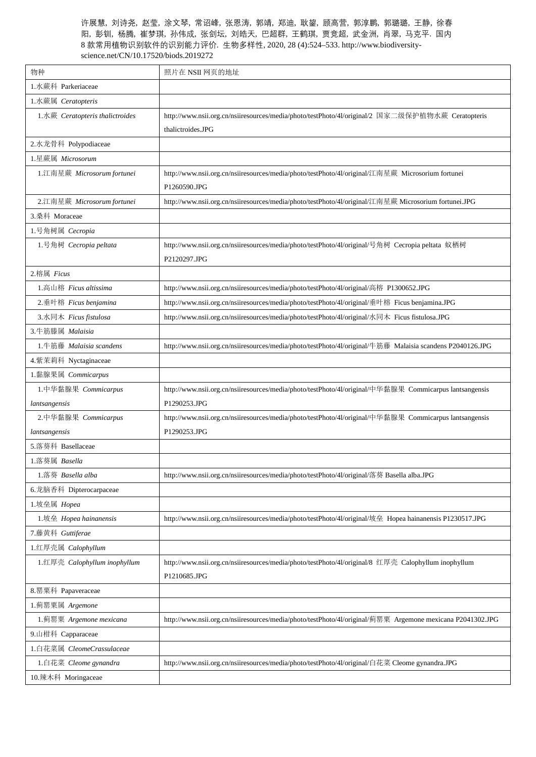许展慧, 刘诗尧, 赵莹, 涂文琴, 常诏峰, 张恩涛, 郭靖, 郑迪, 耿鋆, 顾高营, 郭淳鹏, 郭璐璐, 王静, 徐春阳, 彭钏, 杨腾, 崔梦琪, 孙伟成, 张剑坛, 刘皓天, 巴超群, 王鹤琪, 贾竞超, 武金洲, 肖翠, 马克平. 国内 8 款常用植物识别软件的识别能力评价. 生物多样性, 2020, 28 (4):524–533. http://www.biodiversity-science.net/CN/10.17520/biods.2019272

| 物种 | 照片在 NSII 网页的地址 |
|---|---|
| 1.水蕨科 Parkeriaceae | |
| 1.水蕨属 *Ceratopteris* | |
| 1.水蕨 *Ceratopteris thalictroides* | http://www.nsii.org.cn/nsiiresources/media/photo/testPhoto/4l/original/2 国家二级保护植物水蕨 Ceratopteris thalictroides.JPG |
| 2.水龙骨科 Polypodiaceae | |
| 1.星蕨属 *Microsorum* | |
| 1.江南星蕨 *Microsorum fortunei* | http://www.nsii.org.cn/nsiiresources/media/photo/testPhoto/4l/original/江南星蕨 Microsorium fortunei P1260590.JPG |
| 2.江南星蕨 *Microsorum fortunei* | http://www.nsii.org.cn/nsiiresources/media/photo/testPhoto/4l/original/江南星蕨 Microsorium fortunei.JPG |
| 3.桑科 Moraceae | |
| 1.号角树属 *Cecropia* | |
| 1.号角树 *Cecropia peltata* | http://www.nsii.org.cn/nsiiresources/media/photo/testPhoto/4l/original/号角树 Cecropia peltata 蚁栖树 P2120297.JPG |
| 2.榕属 *Ficus* | |
| 1.高山榕 *Ficus altissima* | http://www.nsii.org.cn/nsiiresources/media/photo/testPhoto/4l/original/高榕 P1300652.JPG |
| 2.垂叶榕 *Ficus benjamina* | http://www.nsii.org.cn/nsiiresources/media/photo/testPhoto/4l/original/垂叶榕 Ficus benjamina.JPG |
| 3.水同木 *Ficus fistulosa* | http://www.nsii.org.cn/nsiiresources/media/photo/testPhoto/4l/original/水同木 Ficus fistulosa.JPG |
| 3.牛筋藤属 *Malaisia* | |
| 1.牛筋藤 *Malaisia scandens* | http://www.nsii.org.cn/nsiiresources/media/photo/testPhoto/4l/original/牛筋藤 Malaisia scandens P2040126.JPG |
| 4.紫茉莉科 Nyctaginaceae | |
| 1.黏腺果属 *Commicarpus* | |
| 1.中华黏腺果 *Commicarpus lantsangensis* | http://www.nsii.org.cn/nsiiresources/media/photo/testPhoto/4l/original/中华黏腺果 Commicarpus lantsangensis P1290253.JPG |
| 2.中华黏腺果 *Commicarpus lantsangensis* | http://www.nsii.org.cn/nsiiresources/media/photo/testPhoto/4l/original/中华黏腺果 Commicarpus lantsangensis P1290253.JPG |
| 5.落葵科 Basellaceae | |
| 1.落葵属 *Basella* | |
| 1.落葵 *Basella alba* | http://www.nsii.org.cn/nsiiresources/media/photo/testPhoto/4l/original/落葵 Basella alba.JPG |
| 6.龙脑香科 Dipterocarpaceae | |
| 1.坡垒属 *Hopea* | |
| 1.坡垒 *Hopea hainanensis* | http://www.nsii.org.cn/nsiiresources/media/photo/testPhoto/4l/original/坡垒 Hopea hainanensis P1230517.JPG |
| 7.藤黄科 *Gutliferae* | |
| 1.红厚壳属 *Calophyllum* | |
| 1.红厚壳 *Calophyllum inophyllum* | http://www.nsii.org.cn/nsiiresources/media/photo/testPhoto/4l/original/8 红厚壳 Calophyllum inophyllum P1210685.JPG |
| 8.罂粟科 Papaveraceae | |
| 1.蓟罂粟属 *Argemone* | |
| 1.蓟罂粟 *Argemone mexicana* | http://www.nsii.org.cn/nsiiresources/media/photo/testPhoto/4l/original/蓟罂粟 Argemone mexicana P2041302.JPG |
| 9.山柑科 Capparaceae | |
| 1.白花菜属 *CleomeCrassulaceae* | |
| 1.白花菜 *Cleome gynandra* | http://www.nsii.org.cn/nsiiresources/media/photo/testPhoto/4l/original/白花菜 Cleome gynandra.JPG |
| 10.辣木科 Moringaceae | |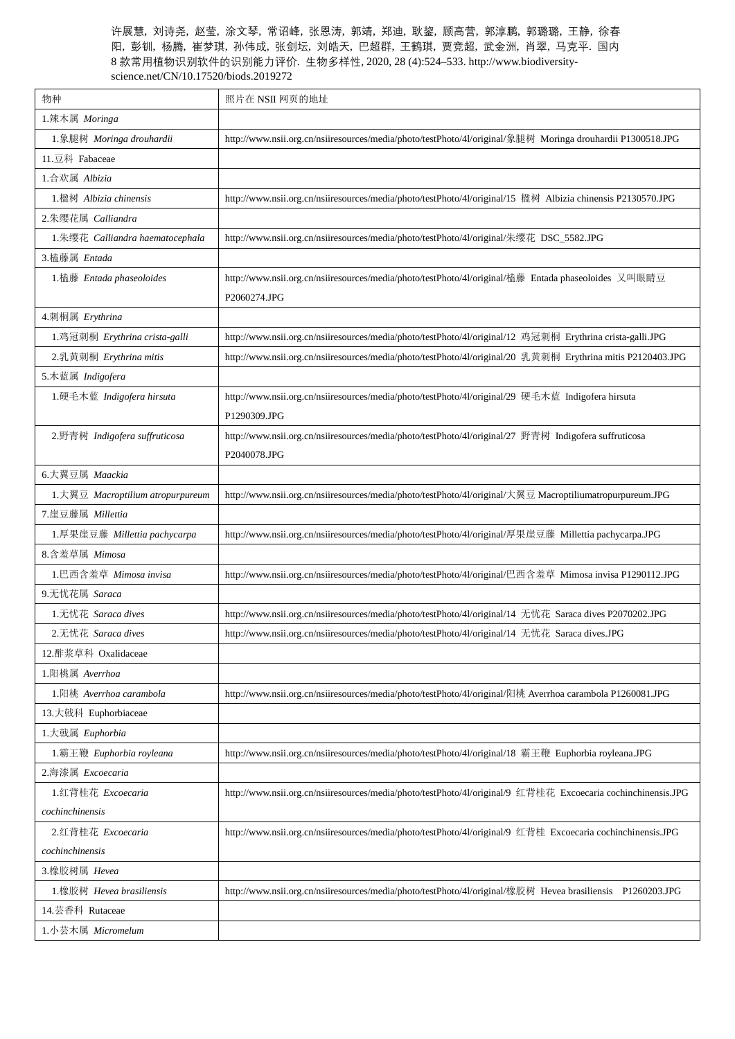许展慧, 刘诗尧, 赵莹, 涂文琴, 常诏峰, 张恩涛, 郭靖, 郑迪, 耿鋆, 顾高营, 郭淳鹏, 郭璐璐, 王静, 徐春阳, 彭钏, 杨腾, 崔梦琪, 孙伟成, 张剑坛, 刘皓天, 巴超群, 王鹤琪, 贾竞超, 武金洲, 肖翠, 马克平. 国内 8 款常用植物识别软件的识别能力评价. 生物多样性, 2020, 28 (4):524–533. http://www.biodiversity-science.net/CN/10.17520/biods.2019272

| 物种 | 照片在 NSII 网页的地址 |
|---|---|
| 1.辣木属 *Moringa* | |
| 1.象腿树 *Moringa drouhardii* | http://www.nsii.org.cn/nsiiresources/media/photo/testPhoto/4l/original/象腿树 Moringa drouhardii P1300518.JPG |
| 11.豆科 Fabaceae | |
| 1.合欢属 *Albizia* | |
| 1.楹树 *Albizia chinensis* | http://www.nsii.org.cn/nsiiresources/media/photo/testPhoto/4l/original/15 楹树 Albizia chinensis P2130570.JPG |
| 2.朱缨花属 *Calliandra* | |
| 1.朱缨花 *Calliandra haematocephala* | http://www.nsii.org.cn/nsiiresources/media/photo/testPhoto/4l/original/朱缨花 DSC_5582.JPG |
| 3.榼藤属 *Entada* | |
| 1.榼藤 *Entada phaseoloides* | http://www.nsii.org.cn/nsiiresources/media/photo/testPhoto/4l/original/榼藤 Entada phaseoloides 又叫眼睛豆 P2060274.JPG |
| 4.刺桐属 *Erythrina* | |
| 1.鸡冠刺桐 *Erythrina crista-galli* | http://www.nsii.org.cn/nsiiresources/media/photo/testPhoto/4l/original/12 鸡冠刺桐 Erythrina crista-galli.JPG |
| 2.乳黄刺桐 *Erythrina mitis* | http://www.nsii.org.cn/nsiiresources/media/photo/testPhoto/4l/original/20 乳黄刺桐 Erythrina mitis P2120403.JPG |
| 5.木蓝属 *Indigofera* | |
| 1.硬毛木蓝 *Indigofera hirsuta* | http://www.nsii.org.cn/nsiiresources/media/photo/testPhoto/4l/original/29 硬毛木蓝 Indigofera hirsuta P1290309.JPG |
| 2.野青树 *Indigofera suffruticosa* | http://www.nsii.org.cn/nsiiresources/media/photo/testPhoto/4l/original/27 野青树 Indigofera suffruticosa P2040078.JPG |
| 6.大翼豆属 *Maackia* | |
| 1.大翼豆 *Macroptilium atropurpureum* | http://www.nsii.org.cn/nsiiresources/media/photo/testPhoto/4l/original/大翼豆 Macroptiliumatropurpureum.JPG |
| 7.崖豆藤属 *Millettia* | |
| 1.厚果崖豆藤 *Millettia pachycarpa* | http://www.nsii.org.cn/nsiiresources/media/photo/testPhoto/4l/original/厚果崖豆藤 Millettia pachycarpa.JPG |
| 8.含羞草属 *Mimosa* | |
| 1.巴西含羞草 *Mimosa invisa* | http://www.nsii.org.cn/nsiiresources/media/photo/testPhoto/4l/original/巴西含羞草 Mimosa invisa P1290112.JPG |
| 9.无忧花属 *Saraca* | |
| 1.无忧花 *Saraca dives* | http://www.nsii.org.cn/nsiiresources/media/photo/testPhoto/4l/original/14 无忧花 Saraca dives P2070202.JPG |
| 2.无忧花 *Saraca dives* | http://www.nsii.org.cn/nsiiresources/media/photo/testPhoto/4l/original/14 无忧花 Saraca dives.JPG |
| 12.酢浆草科 Oxalidaceae | |
| 1.阳桃属 *Averrhoa* | |
| 1.阳桃 *Averrhoa carambola* | http://www.nsii.org.cn/nsiiresources/media/photo/testPhoto/4l/original/阳桃 Averrhoa carambola P1260081.JPG |
| 13.大戟科 Euphorbiaceae | |
| 1.大戟属 *Euphorbia* | |
| 1.霸王鞭 *Euphorbia royleana* | http://www.nsii.org.cn/nsiiresources/media/photo/testPhoto/4l/original/18 霸王鞭 Euphorbia royleana.JPG |
| 2.海漆属 *Excoecaria* | |
| 1.红背桂花 *Excoecaria cochinchinensis* | http://www.nsii.org.cn/nsiiresources/media/photo/testPhoto/4l/original/9 红背桂花 Excoecaria cochinchinensis.JPG |
| 2.红背桂花 *Excoecaria cochinchinensis* | http://www.nsii.org.cn/nsiiresources/media/photo/testPhoto/4l/original/9 红背桂 Excoecaria cochinchinensis.JPG |
| 3.橡胶树属 *Hevea* | |
| 1.橡胶树 *Hevea brasiliensis* | http://www.nsii.org.cn/nsiiresources/media/photo/testPhoto/4l/original/橡胶树 Hevea brasiliensis P1260203.JPG |
| 14.芸香科 Rutaceae | |
| 1.小芸木属 *Micromelum* | |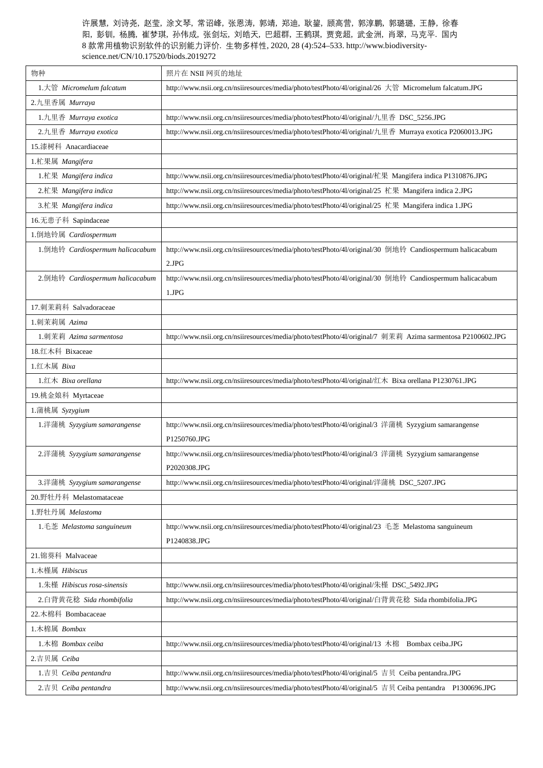许展慧, 刘诗尧, 赵莹, 涂文琴, 常诏峰, 张恩涛, 郭靖, 郑迪, 耿鋆, 顾高营, 郭淳鹏, 郭璐璐, 王静, 徐春阳, 彭钏, 杨腾, 崔梦琪, 孙伟成, 张剑坛, 刘皓天, 巴超群, 王鹤琪, 贾竞超, 武金洲, 肖翠, 马克平. 国内8 款常用植物识别软件的识别能力评价. 生物多样性, 2020, 28 (4):524–533. http://www.biodiversity-science.net/CN/10.17520/biods.2019272

| 物种 | 照片在 NSII 网页的地址 |
|---|---|
| 1.大管 *Micromelum falcatum* | http://www.nsii.org.cn/nsiiresources/media/photo/testPhoto/4l/original/26 大管 Micromelum falcatum.JPG |
| 2.九里香属 *Murraya* | |
| 1.九里香 *Murraya exotica* | http://www.nsii.org.cn/nsiiresources/media/photo/testPhoto/4l/original/九里香 DSC_5256.JPG |
| 2.九里香 *Murraya exotica* | http://www.nsii.org.cn/nsiiresources/media/photo/testPhoto/4l/original/九里香 Murraya exotica P2060013.JPG |
| 15.漆树科 Anacardiaceae | |
| 1.杧果属 *Mangifera* | |
| 1.杧果 *Mangifera indica* | http://www.nsii.org.cn/nsiiresources/media/photo/testPhoto/4l/original/杧果 Mangifera indica P1310876.JPG |
| 2.杧果 *Mangifera indica* | http://www.nsii.org.cn/nsiiresources/media/photo/testPhoto/4l/original/25 杧果 Mangifera indica 2.JPG |
| 3.杧果 *Mangifera indica* | http://www.nsii.org.cn/nsiiresources/media/photo/testPhoto/4l/original/25 杧果 Mangifera indica 1.JPG |
| 16.无患子科 Sapindaceae | |
| 1.倒地铃属 *Cardiospermum* | |
| 1.倒地铃 *Cardiospermum halicacabum* | http://www.nsii.org.cn/nsiiresources/media/photo/testPhoto/4l/original/30 倒地铃 Candiospermum halicacabum 2.JPG |
| 2.倒地铃 *Cardiospermum halicacabum* | http://www.nsii.org.cn/nsiiresources/media/photo/testPhoto/4l/original/30 倒地铃 Candiospermum halicacabum 1.JPG |
| 17.刺茉莉科 Salvadoraceae | |
| 1.刺茉莉属 *Azima* | |
| 1.刺茉莉 *Azima sarmentosa* | http://www.nsii.org.cn/nsiiresources/media/photo/testPhoto/4l/original/7 刺茉莉 Azima sarmentosa P2100602.JPG |
| 18.红木科 Bixaceae | |
| 1.红木属 *Bixa* | |
| 1.红木 *Bixa orellana* | http://www.nsii.org.cn/nsiiresources/media/photo/testPhoto/4l/original/红木 Bixa orellana P1230761.JPG |
| 19.桃金娘科 Myrtaceae | |
| 1.蒲桃属 *Syzygium* | |
| 1.洋蒲桃 *Syzygium samarangense* | http://www.nsii.org.cn/nsiiresources/media/photo/testPhoto/4l/original/3 洋蒲桃 Syzygium samarangense P1250760.JPG |
| 2.洋蒲桃 *Syzygium samarangense* | http://www.nsii.org.cn/nsiiresources/media/photo/testPhoto/4l/original/3 洋蒲桃 Syzygium samarangense P2020308.JPG |
| 3.洋蒲桃 *Syzygium samarangense* | http://www.nsii.org.cn/nsiiresources/media/photo/testPhoto/4l/original/洋蒲桃 DSC_5207.JPG |
| 20.野牡丹科 Melastomataceae | |
| 1.野牡丹属 *Melastoma* | |
| 1.毛菍 *Melastoma sanguineum* | http://www.nsii.org.cn/nsiiresources/media/photo/testPhoto/4l/original/23 毛菍 Melastoma sanguineum P1240838.JPG |
| 21.锦葵科 Malvaceae | |
| 1.木槿属 *Hibiscus* | |
| 1.朱槿 *Hibiscus rosa-sinensis* | http://www.nsii.org.cn/nsiiresources/media/photo/testPhoto/4l/original/朱槿 DSC_5492.JPG |
| 2.白背黄花稔 *Sida rhombifolia* | http://www.nsii.org.cn/nsiiresources/media/photo/testPhoto/4l/original/白背黄花稔 Sida rhombifolia.JPG |
| 22.木棉科 Bombacaceae | |
| 1.木棉属 *Bombax* | |
| 1.木棉 *Bombax ceiba* | http://www.nsii.org.cn/nsiiresources/media/photo/testPhoto/4l/original/13 木棉 Bombax ceiba.JPG |
| 2.吉贝属 *Ceiba* | |
| 1.吉贝 *Ceiba pentandra* | http://www.nsii.org.cn/nsiiresources/media/photo/testPhoto/4l/original/5 吉贝 Ceiba pentandra.JPG |
| 2.吉贝 *Ceiba pentandra* | http://www.nsii.org.cn/nsiiresources/media/photo/testPhoto/4l/original/5 吉贝 Ceiba pentandra P1300696.JPG |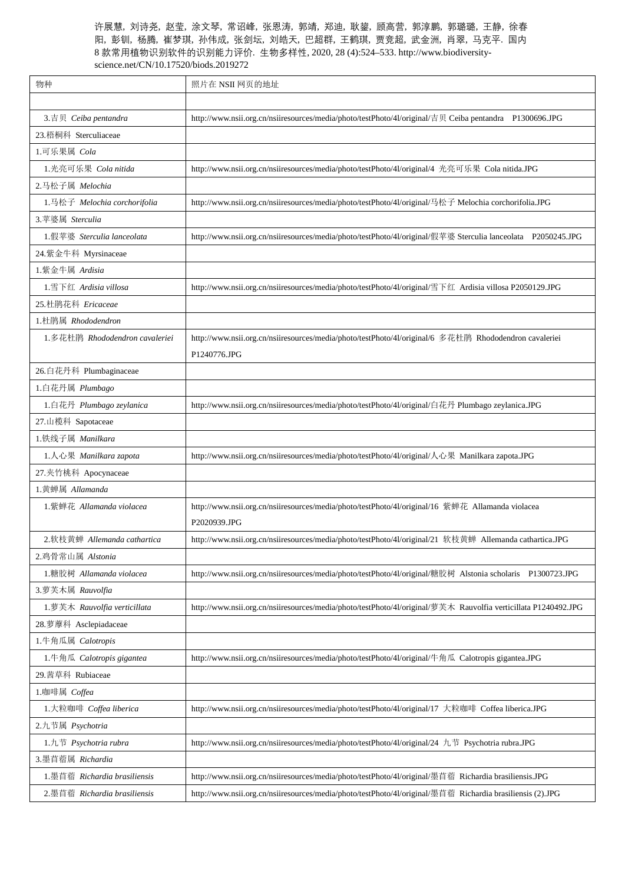| 物种 | 照片在 NSII 网页的地址 |
|---|---|
| | |
| 3.吉贝 *Ceiba pentandra* | http://www.nsii.org.cn/nsiiresources/media/photo/testPhoto/4l/original/吉贝 Ceiba pentandra　P1300696.JPG |
| 23.梧桐科 Sterculiaceae | |
| 1.可乐果属 *Cola* | |
| 1.光亮可乐果 *Cola nitida* | http://www.nsii.org.cn/nsiiresources/media/photo/testPhoto/4l/original/4 光亮可乐果 Cola nitida.JPG |
| 2.马松子属 *Melochia* | |
| 1.马松子 *Melochia corchorifolia* | http://www.nsii.org.cn/nsiiresources/media/photo/testPhoto/4l/original/马松子 Melochia corchorifolia.JPG |
| 3.苹婆属 *Sterculia* | |
| 1.假苹婆 *Sterculia lanceolata* | http://www.nsii.org.cn/nsiiresources/media/photo/testPhoto/4l/original/假苹婆 Sterculia lanceolata　P2050245.JPG |
| 24.紫金牛科 Myrsinaceae | |
| 1.紫金牛属 *Ardisia* | |
| 1.雪下红 *Ardisia villosa* | http://www.nsii.org.cn/nsiiresources/media/photo/testPhoto/4l/original/雪下红 Ardisia villosa P2050129.JPG |
| 25.杜鹃花科 *Ericaceae* | |
| 1.杜鹃属 *Rhododendron* | |
| 1.多花杜鹃 *Rhododendron cavaleriei* | http://www.nsii.org.cn/nsiiresources/media/photo/testPhoto/4l/original/6 多花杜鹃 Rhododendron cavaleriei P1240776.JPG |
| 26.白花丹科 Plumbaginaceae | |
| 1.白花丹属 *Plumbago* | |
| 1.白花丹 *Plumbago zeylanica* | http://www.nsii.org.cn/nsiiresources/media/photo/testPhoto/4l/original/白花丹 Plumbago zeylanica.JPG |
| 27.山榄科 Sapotaceae | |
| 1.铁线子属 *Manilkara* | |
| 1.人心果 *Manilkara zapota* | http://www.nsii.org.cn/nsiiresources/media/photo/testPhoto/4l/original/人心果 Manilkara zapota.JPG |
| 27.夹竹桃科 Apocynaceae | |
| 1.黄蝉属 *Allamanda* | |
| 1.紫蝉花 *Allamanda violacea* | http://www.nsii.org.cn/nsiiresources/media/photo/testPhoto/4l/original/16 紫蝉花 Allamanda violacea P2020939.JPG |
| 2.软枝黄蝉 *Allemanda cathartica* | http://www.nsii.org.cn/nsiiresources/media/photo/testPhoto/4l/original/21 软枝黄蝉 Allemanda cathartica.JPG |
| 2.鸡骨常山属 *Alstonia* | |
| 1.糖胶树 *Allamanda violacea* | http://www.nsii.org.cn/nsiiresources/media/photo/testPhoto/4l/original/糖胶树 Alstonia scholaris　P1300723.JPG |
| 3.萝芙木属 *Rauvolfia* | |
| 1.萝芙木 *Rauvolfia verticillata* | http://www.nsii.org.cn/nsiiresources/media/photo/testPhoto/4l/original/萝芙木 Rauvolfia verticillata P1240492.JPG |
| 28.萝藦科 Asclepiadaceae | |
| 1.牛角瓜属 *Calotropis* | |
| 1.牛角瓜 *Calotropis gigantea* | http://www.nsii.org.cn/nsiiresources/media/photo/testPhoto/4l/original/牛角瓜 Calotropis gigantea.JPG |
| 29.茜草科 Rubiaceae | |
| 1.咖啡属 *Coffea* | |
| 1.大粒咖啡 *Coffea liberica* | http://www.nsii.org.cn/nsiiresources/media/photo/testPhoto/4l/original/17 大粒咖啡 Coffea liberica.JPG |
| 2.九节属 *Psychotria* | |
| 1.九节 *Psychotria rubra* | http://www.nsii.org.cn/nsiiresources/media/photo/testPhoto/4l/original/24 九节 Psychotria rubra.JPG |
| 3.墨苜蓿属 *Richardia* | |
| 1.墨苜蓿 *Richardia brasiliensis* | http://www.nsii.org.cn/nsiiresources/media/photo/testPhoto/4l/original/墨苜蓿 Richardia brasiliensis.JPG |
| 2.墨苜蓿 *Richardia brasiliensis* | http://www.nsii.org.cn/nsiiresources/media/photo/testPhoto/4l/original/墨苜蓿 Richardia brasiliensis (2).JPG |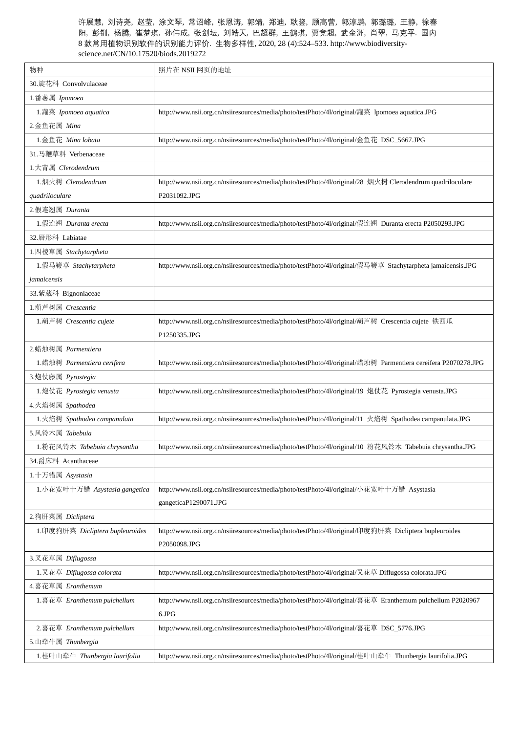许展慧，刘诗尧，赵莹，涂文琴，常诏峰，张恩涛，郭靖，郑迪，耿鎏，顾高营，郭淳鹏，郭璐璐，王静，徐春阳，彭钏，杨腾，崔梦琪，孙伟成，张剑坛，刘皓天，巴超群，王鹤琪，贾竞超，武金洲，肖翠，马克平. 国内8 款常用植物识别软件的识别能力评价. 生物多样性, 2020, 28 (4):524–533. http://www.biodiversity-science.net/CN/10.17520/biods.2019272

| 物种 | 照片在 NSII 网页的地址 |
| --- | --- |
| 30.旋花科 Convolvulaceae | |
| 1.番薯属 *Ipomoea* | |
| 1.蕹菜 *Ipomoea aquatica* | http://www.nsii.org.cn/nsiiresources/media/photo/testPhoto/4l/original/蕹菜 Ipomoea aquatica.JPG |
| 2.金鱼花属 *Mina* | |
| 1.金鱼花 *Mina lobata* | http://www.nsii.org.cn/nsiiresources/media/photo/testPhoto/4l/original/金鱼花 DSC_5667.JPG |
| 31.马鞭草科 Verbenaceae | |
| 1.大青属 *Clerodendrum* | |
| 1.烟火树 *Clerodendrum quadriloculare* | http://www.nsii.org.cn/nsiiresources/media/photo/testPhoto/4l/original/28 烟火树 Clerodendrum quadriloculare P2031092.JPG |
| 2.假连翘属 *Duranta* | |
| 1.假连翘 *Duranta erecta* | http://www.nsii.org.cn/nsiiresources/media/photo/testPhoto/4l/original/假连翘 Duranta erecta P2050293.JPG |
| 32.唇形科 Labiatae | |
| 1.四棱草属 *Stachytarpheta* | |
| 1.假马鞭草 *Stachytarpheta jamaicensis* | http://www.nsii.org.cn/nsiiresources/media/photo/testPhoto/4l/original/假马鞭草 Stachytarpheta jamaicensis.JPG |
| 33.紫葳科 Bignoniaceae | |
| 1.葫芦树属 *Crescentia* | |
| 1.葫芦树 *Crescentia cujete* | http://www.nsii.org.cn/nsiiresources/media/photo/testPhoto/4l/original/葫芦树 Crescentia cujete 铁西瓜 P1250335.JPG |
| 2.蜡烛树属 *Parmentiera* | |
| 1.蜡烛树 *Parmentiera cerifera* | http://www.nsii.org.cn/nsiiresources/media/photo/testPhoto/4l/original/蜡烛树 Parmentiera cereifera P2070278.JPG |
| 3.炮仗藤属 *Pyrostegia* | |
| 1.炮仗花 *Pyrostegia venusta* | http://www.nsii.org.cn/nsiiresources/media/photo/testPhoto/4l/original/19 炮仗花 Pyrostegia venusta.JPG |
| 4.火焰树属 *Spathodea* | |
| 1.火焰树 *Spathodea campanulata* | http://www.nsii.org.cn/nsiiresources/media/photo/testPhoto/4l/original/11 火焰树 Spathodea campanulata.JPG |
| 5.风铃木属 *Tabebuia* | |
| 1.粉花风铃木 *Tabebuia chrysantha* | http://www.nsii.org.cn/nsiiresources/media/photo/testPhoto/4l/original/10 粉花风铃木 Tabebuia chrysantha.JPG |
| 34.爵床科 Acanthaceae | |
| 1.十万错属 *Asystasia* | |
| 1.小花宽叶十万错 *Asystasia gangetica* | http://www.nsii.org.cn/nsiiresources/media/photo/testPhoto/4l/original/小花宽叶十万错 Asystasia gangeticaP1290071.JPG |
| 2.狗肝菜属 *Dicliptera* | |
| 1.印度狗肝菜 *Dicliptera bupleuroides* | http://www.nsii.org.cn/nsiiresources/media/photo/testPhoto/4l/original/印度狗肝菜 Dicliptera bupleuroides P2050098.JPG |
| 3.叉花草属 *Diflugossa* | |
| 1.叉花草 *Diflugossa colorata* | http://www.nsii.org.cn/nsiiresources/media/photo/testPhoto/4l/original/叉花草 Diflugossa colorata.JPG |
| 4.喜花草属 *Eranthemum* | |
| 1.喜花草 *Eranthemum pulchellum* | http://www.nsii.org.cn/nsiiresources/media/photo/testPhoto/4l/original/喜花草 Eranthemum pulchellum P20209676.JPG |
| 2.喜花草 *Eranthemum pulchellum* | http://www.nsii.org.cn/nsiiresources/media/photo/testPhoto/4l/original/喜花草 DSC_5776.JPG |
| 5.山牵牛属 *Thunbergia* | |
| 1.桂叶山牵牛 *Thunbergia laurifolia* | http://www.nsii.org.cn/nsiiresources/media/photo/testPhoto/4l/original/桂叶山牵牛 Thunbergia laurifolia.JPG |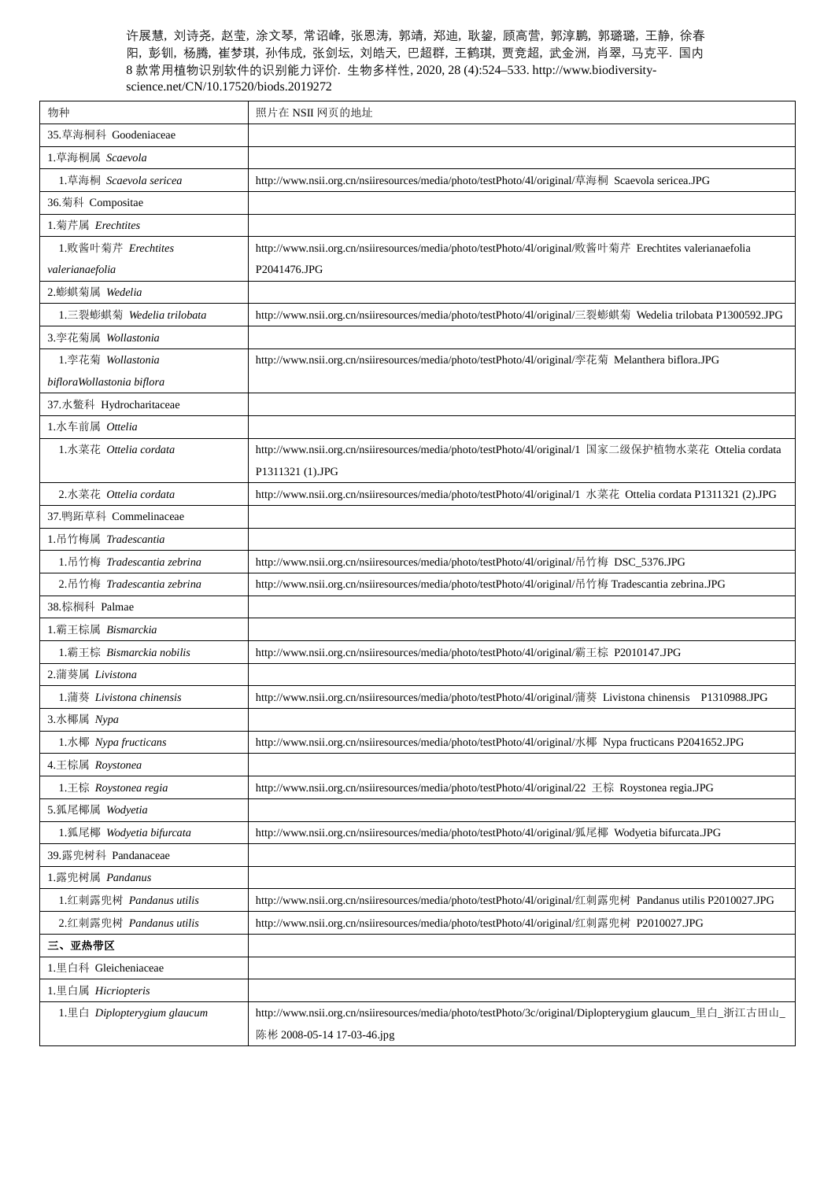许展慧, 刘诗尧, 赵莹, 涂文琴, 常诏峰, 张恩涛, 郭靖, 郑迪, 耿鋆, 顾高营, 郭淳鹏, 郭璐璐, 王静, 徐春阳, 彭钏, 杨腾, 崔梦琪, 孙伟成, 张剑坛, 刘皓天, 巴超群, 王鹤琪, 贾竞超, 武金洲, 肖翠, 马克平. 国内 8 款常用植物识别软件的识别能力评价. 生物多样性, 2020, 28 (4):524–533. http://www.biodiversity-science.net/CN/10.17520/biods.2019272

| 物种 | 照片在 NSII 网页的地址 |
|---|---|
| 35.草海桐科 Goodeniaceae | |
| 1.草海桐属 *Scaevola* | |
| 1.草海桐 *Scaevola sericea* | http://www.nsii.org.cn/nsiiresources/media/photo/testPhoto/4l/original/草海桐 Scaevola sericea.JPG |
| 36.菊科 Compositae | |
| 1.菊芹属 *Erechtites* | |
| 1.败酱叶菊芹 *Erechtites valerianaefolia* | http://www.nsii.org.cn/nsiiresources/media/photo/testPhoto/4l/original/败酱叶菊芹 Erechtites valerianaefolia P2041476.JPG |
| 2.蟛蜞菊属 *Wedelia* | |
| 1.三裂蟛蜞菊 *Wedelia trilobata* | http://www.nsii.org.cn/nsiiresources/media/photo/testPhoto/4l/original/三裂蟛蜞菊 Wedelia trilobata P1300592.JPG |
| 3.孪花菊属 *Wollastonia* | |
| 1.孪花菊 *Wollastonia bifloraWollastonia biflora* | http://www.nsii.org.cn/nsiiresources/media/photo/testPhoto/4l/original/孪花菊 Melanthera biflora.JPG |
| 37.水鳖科 Hydrocharitaceae | |
| 1.水车前属 *Ottelia* | |
| 1.水菜花 *Ottelia cordata* | http://www.nsii.org.cn/nsiiresources/media/photo/testPhoto/4l/original/1 国家二级保护植物水菜花 Ottelia cordata P1311321 (1).JPG |
| 2.水菜花 *Ottelia cordata* | http://www.nsii.org.cn/nsiiresources/media/photo/testPhoto/4l/original/1 水菜花 Ottelia cordata P1311321 (2).JPG |
| 37.鸭跖草科 Commelinaceae | |
| 1.吊竹梅属 *Tradescantia* | |
| 1.吊竹梅 *Tradescantia zebrina* | http://www.nsii.org.cn/nsiiresources/media/photo/testPhoto/4l/original/吊竹梅 DSC_5376.JPG |
| 2.吊竹梅 *Tradescantia zebrina* | http://www.nsii.org.cn/nsiiresources/media/photo/testPhoto/4l/original/吊竹梅 Tradescantia zebrina.JPG |
| 38.棕榈科 Palmae | |
| 1.霸王棕属 *Bismarckia* | |
| 1.霸王棕 *Bismarckia nobilis* | http://www.nsii.org.cn/nsiiresources/media/photo/testPhoto/4l/original/霸王棕 P2010147.JPG |
| 2.蒲葵属 *Livistona* | |
| 1.蒲葵 *Livistona chinensis* | http://www.nsii.org.cn/nsiiresources/media/photo/testPhoto/4l/original/蒲葵 Livistona chinensis P1310988.JPG |
| 3.水椰属 *Nypa* | |
| 1.水椰 *Nypa fructicans* | http://www.nsii.org.cn/nsiiresources/media/photo/testPhoto/4l/original/水椰 Nypa fructicans P2041652.JPG |
| 4.王棕属 *Roystonea* | |
| 1.王棕 *Roystonea regia* | http://www.nsii.org.cn/nsiiresources/media/photo/testPhoto/4l/original/22 王棕 Roystonea regia.JPG |
| 5.狐尾椰属 *Wodyetia* | |
| 1.狐尾椰 *Wodyetia bifurcata* | http://www.nsii.org.cn/nsiiresources/media/photo/testPhoto/4l/original/狐尾椰 Wodyetia bifurcata.JPG |
| 39.露兜树科 Pandanaceae | |
| 1.露兜树属 *Pandanus* | |
| 1.红刺露兜树 *Pandanus utilis* | http://www.nsii.org.cn/nsiiresources/media/photo/testPhoto/4l/original/红刺露兜树 Pandanus utilis P2010027.JPG |
| 2.红刺露兜树 *Pandanus utilis* | http://www.nsii.org.cn/nsiiresources/media/photo/testPhoto/4l/original/红刺露兜树 P2010027.JPG |
| **三、亚热带区** | |
| 1.里白科 Gleicheniaceae | |
| 1.里白属 *Hicriopteris* | |
| 1.里白 *Diplopterygium glaucum* | http://www.nsii.org.cn/nsiiresources/media/photo/testPhoto/3c/original/Diplopterygium glaucum_里白_浙江古田山_陈彬 2008-05-14 17-03-46.jpg |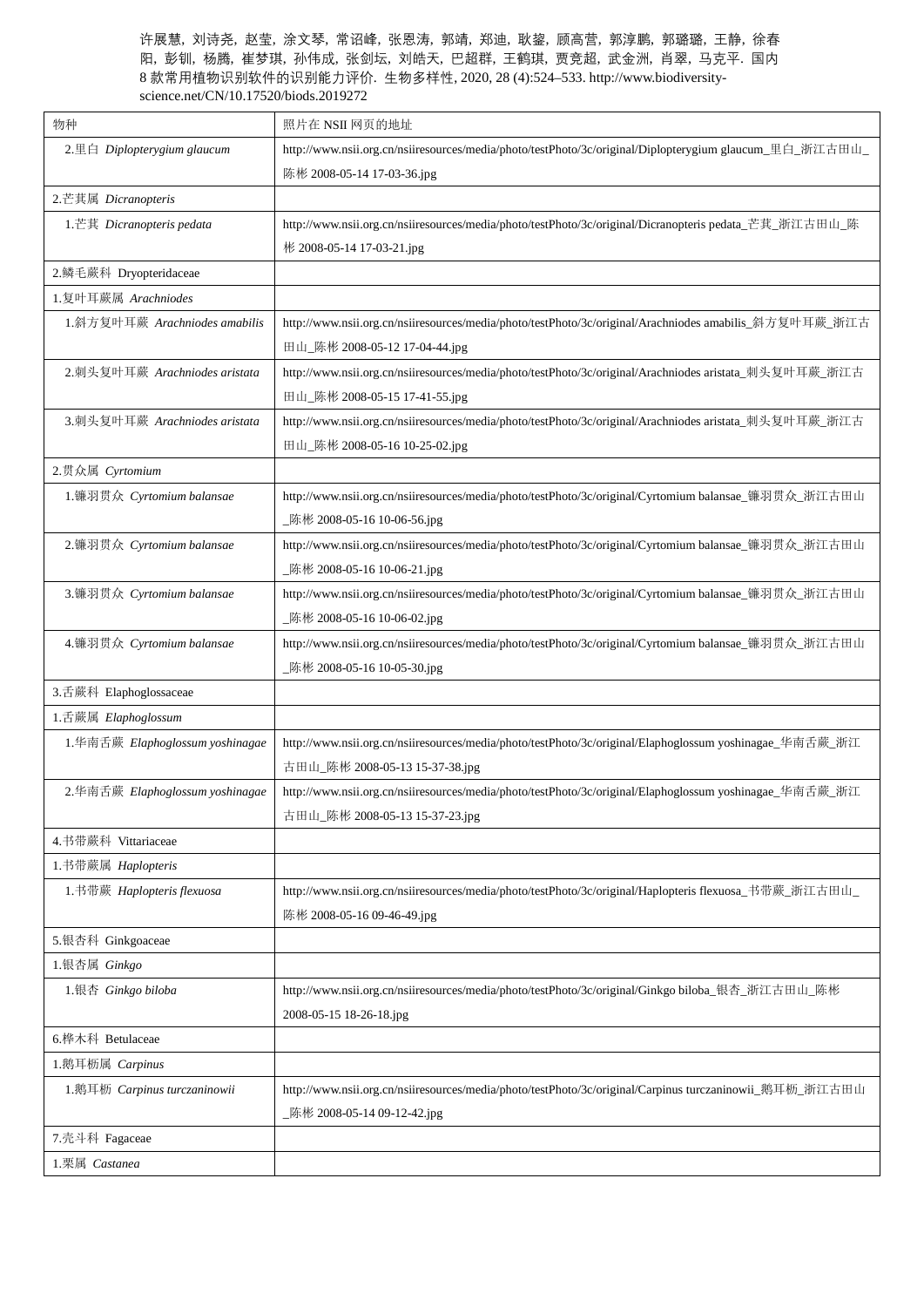许展慧，刘诗尧，赵莹，涂文琴，常诏峰，张恩涛，郭靖，郑迪，耿鎏，顾高营，郭淳鹏，郭璐璐，王静，徐春阳，彭钏，杨腾，崔梦琪，孙伟成，张剑坛，刘皓天，巴超群，王鹤琪，贾竞超，武金洲，肖翠，马克平. 国内8 款常用植物识别软件的识别能力评价. 生物多样性, 2020, 28 (4):524–533. http://www.biodiversity-science.net/CN/10.17520/biods.2019272

| 物种 | 照片在 NSII 网页的地址 |
|---|---|
| 2.里白 *Diplopterygium glaucum* | http://www.nsii.org.cn/nsiiresources/media/photo/testPhoto/3c/original/Diplopterygium glaucum_里白_浙江古田山_陈彬 2008-05-14 17-03-36.jpg |
| 2.芒萁属 *Dicranopteris* | |
| 1.芒萁 *Dicranopteris pedata* | http://www.nsii.org.cn/nsiiresources/media/photo/testPhoto/3c/original/Dicranopteris pedata_芒萁_浙江古田山_陈彬 2008-05-14 17-03-21.jpg |
| 2.鳞毛蕨科 Dryopteridaceae | |
| 1.复叶耳蕨属 *Arachniodes* | |
| 1.斜方复叶耳蕨 *Arachniodes amabilis* | http://www.nsii.org.cn/nsiiresources/media/photo/testPhoto/3c/original/Arachniodes amabilis_斜方复叶耳蕨_浙江古田山_陈彬 2008-05-12 17-04-44.jpg |
| 2.刺头复叶耳蕨 *Arachniodes aristata* | http://www.nsii.org.cn/nsiiresources/media/photo/testPhoto/3c/original/Arachniodes aristata_刺头复叶耳蕨_浙江古田山_陈彬 2008-05-15 17-41-55.jpg |
| 3.刺头复叶耳蕨 *Arachniodes aristata* | http://www.nsii.org.cn/nsiiresources/media/photo/testPhoto/3c/original/Arachniodes aristata_刺头复叶耳蕨_浙江古田山_陈彬 2008-05-16 10-25-02.jpg |
| 2.贯众属 *Cyrtomium* | |
| 1.镰羽贯众 *Cyrtomium balansae* | http://www.nsii.org.cn/nsiiresources/media/photo/testPhoto/3c/original/Cyrtomium balansae_镰羽贯众_浙江古田山_陈彬 2008-05-16 10-06-56.jpg |
| 2.镰羽贯众 *Cyrtomium balansae* | http://www.nsii.org.cn/nsiiresources/media/photo/testPhoto/3c/original/Cyrtomium balansae_镰羽贯众_浙江古田山_陈彬 2008-05-16 10-06-21.jpg |
| 3.镰羽贯众 *Cyrtomium balansae* | http://www.nsii.org.cn/nsiiresources/media/photo/testPhoto/3c/original/Cyrtomium balansae_镰羽贯众_浙江古田山_陈彬 2008-05-16 10-06-02.jpg |
| 4.镰羽贯众 *Cyrtomium balansae* | http://www.nsii.org.cn/nsiiresources/media/photo/testPhoto/3c/original/Cyrtomium balansae_镰羽贯众_浙江古田山_陈彬 2008-05-16 10-05-30.jpg |
| 3.舌蕨科 Elaphoglossaceae | |
| 1.舌蕨属 *Elaphoglossum* | |
| 1.华南舌蕨 *Elaphoglossum yoshinagae* | http://www.nsii.org.cn/nsiiresources/media/photo/testPhoto/3c/original/Elaphoglossum yoshinagae_华南舌蕨_浙江古田山_陈彬 2008-05-13 15-37-38.jpg |
| 2.华南舌蕨 *Elaphoglossum yoshinagae* | http://www.nsii.org.cn/nsiiresources/media/photo/testPhoto/3c/original/Elaphoglossum yoshinagae_华南舌蕨_浙江古田山_陈彬 2008-05-13 15-37-23.jpg |
| 4.书带蕨科 Vittariaceae | |
| 1.书带蕨属 *Haplopteris* | |
| 1.书带蕨 *Haplopteris flexuosa* | http://www.nsii.org.cn/nsiiresources/media/photo/testPhoto/3c/original/Haplopteris flexuosa_书带蕨_浙江古田山_陈彬 2008-05-16 09-46-49.jpg |
| 5.银杏科 Ginkgoaceae | |
| 1.银杏属 *Ginkgo* | |
| 1.银杏 *Ginkgo biloba* | http://www.nsii.org.cn/nsiiresources/media/photo/testPhoto/3c/original/Ginkgo biloba_银杏_浙江古田山_陈彬 2008-05-15 18-26-18.jpg |
| 6.桦木科 Betulaceae | |
| 1.鹅耳枥属 *Carpinus* | |
| 1.鹅耳枥 *Carpinus turczaninowii* | http://www.nsii.org.cn/nsiiresources/media/photo/testPhoto/3c/original/Carpinus turczaninowii_鹅耳枥_浙江古田山_陈彬 2008-05-14 09-12-42.jpg |
| 7.壳斗科 Fagaceae | |
| 1.栗属 *Castanea* | |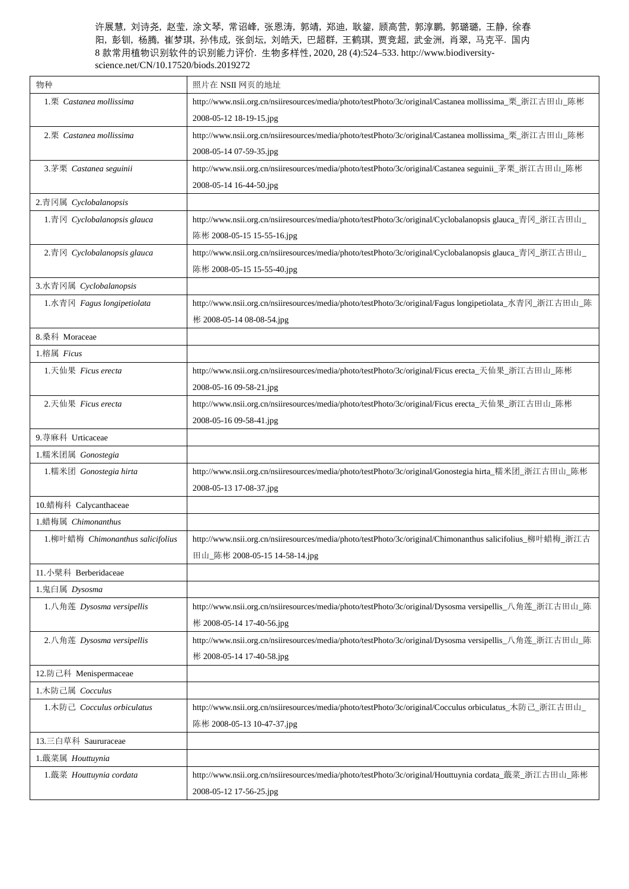许展慧, 刘诗尧, 赵莹, 涂文琴, 常诏峰, 张恩涛, 郭靖, 郑迪, 耿鎏, 顾高营, 郭淳鹏, 郭璐璐, 王静, 徐春阳, 彭钏, 杨腾, 崔梦琪, 孙伟成, 张剑坛, 刘皓天, 巴超群, 王鹤琪, 贾竞超, 武金洲, 肖翠, 马克平. 国内 8 款常用植物识别软件的识别能力评价. 生物多样性, 2020, 28 (4):524–533. http://www.biodiversity-science.net/CN/10.17520/biods.2019272

| 物种 | 照片在 NSII 网页的地址 |
|---|---|
| 1.栗 *Castanea mollissima* | http://www.nsii.org.cn/nsiiresources/media/photo/testPhoto/3c/original/Castanea mollissima_栗_浙江古田山_陈彬 2008-05-12 18-19-15.jpg |
| 2.栗 *Castanea mollissima* | http://www.nsii.org.cn/nsiiresources/media/photo/testPhoto/3c/original/Castanea mollissima_栗_浙江古田山_陈彬 2008-05-14 07-59-35.jpg |
| 3.茅栗 *Castanea seguinii* | http://www.nsii.org.cn/nsiiresources/media/photo/testPhoto/3c/original/Castanea seguinii_茅栗_浙江古田山_陈彬 2008-05-14 16-44-50.jpg |
| 2.青冈属 *Cyclobalanopsis* | |
| 1.青冈 *Cyclobalanopsis glauca* | http://www.nsii.org.cn/nsiiresources/media/photo/testPhoto/3c/original/Cyclobalanopsis glauca_青冈_浙江古田山_陈彬 2008-05-15 15-55-16.jpg |
| 2.青冈 *Cyclobalanopsis glauca* | http://www.nsii.org.cn/nsiiresources/media/photo/testPhoto/3c/original/Cyclobalanopsis glauca_青冈_浙江古田山_陈彬 2008-05-15 15-55-40.jpg |
| 3.水青冈属 *Cyclobalanopsis* | |
| 1.水青冈 *Fagus longipetiolata* | http://www.nsii.org.cn/nsiiresources/media/photo/testPhoto/3c/original/Fagus longipetiolata_水青冈_浙江古田山_陈彬 2008-05-14 08-08-54.jpg |
| 8.桑科 Moraceae | |
| 1.榕属 *Ficus* | |
| 1.天仙果 *Ficus erecta* | http://www.nsii.org.cn/nsiiresources/media/photo/testPhoto/3c/original/Ficus erecta_天仙果_浙江古田山_陈彬 2008-05-16 09-58-21.jpg |
| 2.天仙果 *Ficus erecta* | http://www.nsii.org.cn/nsiiresources/media/photo/testPhoto/3c/original/Ficus erecta_天仙果_浙江古田山_陈彬 2008-05-16 09-58-41.jpg |
| 9.荨麻科 Urticaceae | |
| 1.糯米团属 *Gonostegia* | |
| 1.糯米团 *Gonostegia hirta* | http://www.nsii.org.cn/nsiiresources/media/photo/testPhoto/3c/original/Gonostegia hirta_糯米团_浙江古田山_陈彬 2008-05-13 17-08-37.jpg |
| 10.蜡梅科 Calycanthaceae | |
| 1.蜡梅属 *Chimonanthus* | |
| 1.柳叶蜡梅 *Chimonanthus salicifolius* | http://www.nsii.org.cn/nsiiresources/media/photo/testPhoto/3c/original/Chimonanthus salicifolius_柳叶蜡梅_浙江古田山_陈彬 2008-05-15 14-58-14.jpg |
| 11.小檗科 Berberidaceae | |
| 1.鬼臼属 *Dysosma* | |
| 1.八角莲 *Dysosma versipellis* | http://www.nsii.org.cn/nsiiresources/media/photo/testPhoto/3c/original/Dysosma versipellis_八角莲_浙江古田山_陈彬 2008-05-14 17-40-56.jpg |
| 2.八角莲 *Dysosma versipellis* | http://www.nsii.org.cn/nsiiresources/media/photo/testPhoto/3c/original/Dysosma versipellis_八角莲_浙江古田山_陈彬 2008-05-14 17-40-58.jpg |
| 12.防己科 Menispermaceae | |
| 1.木防己属 *Cocculus* | |
| 1.木防己 *Cocculus orbiculatus* | http://www.nsii.org.cn/nsiiresources/media/photo/testPhoto/3c/original/Cocculus orbiculatus_木防己_浙江古田山_陈彬 2008-05-13 10-47-37.jpg |
| 13.三白草科 Saururaceae | |
| 1.蕺菜属 *Houttuynia* | |
| 1.蕺菜 *Houttuynia cordata* | http://www.nsii.org.cn/nsiiresources/media/photo/testPhoto/3c/original/Houttuynia cordata_蕺菜_浙江古田山_陈彬 2008-05-12 17-56-25.jpg |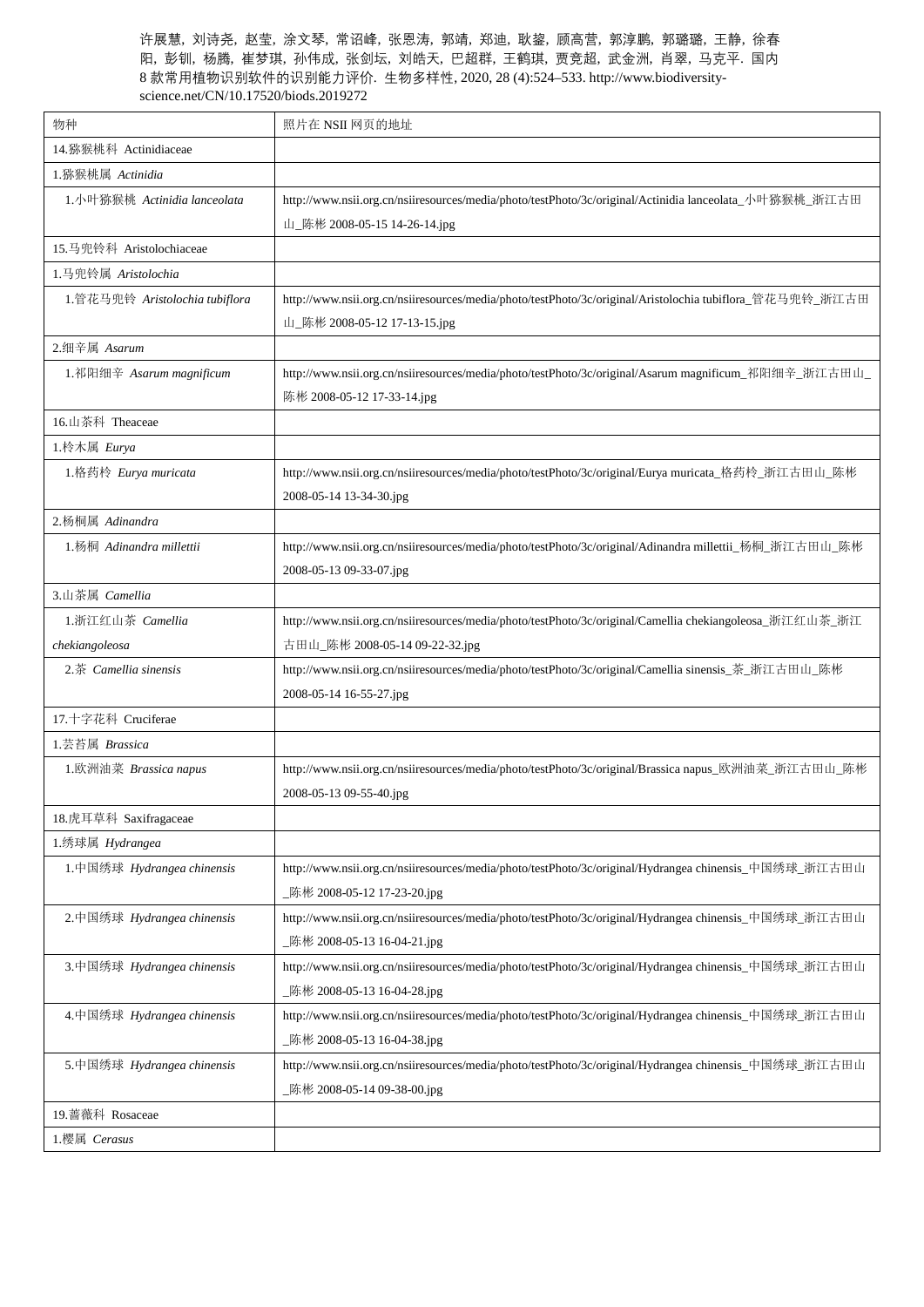许展慧, 刘诗尧, 赵莹, 涂文琴, 常诏峰, 张恩涛, 郭靖, 郑迪, 耿鋆, 顾高营, 郭淳鹏, 郭璐璐, 王静, 徐春阳, 彭钏, 杨腾, 崔梦琪, 孙伟成, 张剑坛, 刘皓天, 巴超群, 王鹤琪, 贾竞超, 武金洲, 肖翠, 马克平. 国内 8 款常用植物识别软件的识别能力评价. 生物多样性, 2020, 28 (4):524–533. http://www.biodiversity-science.net/CN/10.17520/biods.2019272

| 物种 | 照片在 NSII 网页的地址 |
|---|---|
| 14.猕猴桃科 Actinidiaceae | |
| 1.猕猴桃属 *Actinidia* | |
| 1.小叶猕猴桃 *Actinidia lanceolata* | http://www.nsii.org.cn/nsiiresources/media/photo/testPhoto/3c/original/Actinidia lanceolata_小叶猕猴桃_浙江古田山_陈彬 2008-05-15 14-26-14.jpg |
| 15.马兜铃科 Aristolochiaceae | |
| 1.马兜铃属 *Aristolochia* | |
| 1.管花马兜铃 *Aristolochia tubiflora* | http://www.nsii.org.cn/nsiiresources/media/photo/testPhoto/3c/original/Aristolochia tubiflora_管花马兜铃_浙江古田山_陈彬 2008-05-12 17-13-15.jpg |
| 2.细辛属 *Asarum* | |
| 1.祁阳细辛 *Asarum magnificum* | http://www.nsii.org.cn/nsiiresources/media/photo/testPhoto/3c/original/Asarum magnificum_祁阳细辛_浙江古田山_陈彬 2008-05-12 17-33-14.jpg |
| 16.山茶科 Theaceae | |
| 1.柃木属 *Eurya* | |
| 1.格药柃 *Eurya muricata* | http://www.nsii.org.cn/nsiiresources/media/photo/testPhoto/3c/original/Eurya muricata_格药柃_浙江古田山_陈彬 2008-05-14 13-34-30.jpg |
| 2.杨桐属 *Adinandra* | |
| 1.杨桐 *Adinandra millettii* | http://www.nsii.org.cn/nsiiresources/media/photo/testPhoto/3c/original/Adinandra millettii_杨桐_浙江古田山_陈彬 2008-05-13 09-33-07.jpg |
| 3.山茶属 *Camellia* | |
| 1.浙江红山茶 *Camellia chekiangoleosa* | http://www.nsii.org.cn/nsiiresources/media/photo/testPhoto/3c/original/Camellia chekiangoleosa_浙江红山茶_浙江古田山_陈彬 2008-05-14 09-22-32.jpg |
| 2.茶 *Camellia sinensis* | http://www.nsii.org.cn/nsiiresources/media/photo/testPhoto/3c/original/Camellia sinensis_茶_浙江古田山_陈彬 2008-05-14 16-55-27.jpg |
| 17.十字花科 Cruciferae | |
| 1.芸苔属 *Brassica* | |
| 1.欧洲油菜 *Brassica napus* | http://www.nsii.org.cn/nsiiresources/media/photo/testPhoto/3c/original/Brassica napus_欧洲油菜_浙江古田山_陈彬 2008-05-13 09-55-40.jpg |
| 18.虎耳草科 Saxifragaceae | |
| 1.绣球属 *Hydrangea* | |
| 1.中国绣球 *Hydrangea chinensis* | http://www.nsii.org.cn/nsiiresources/media/photo/testPhoto/3c/original/Hydrangea chinensis_中国绣球_浙江古田山_陈彬 2008-05-12 17-23-20.jpg |
| 2.中国绣球 *Hydrangea chinensis* | http://www.nsii.org.cn/nsiiresources/media/photo/testPhoto/3c/original/Hydrangea chinensis_中国绣球_浙江古田山_陈彬 2008-05-13 16-04-21.jpg |
| 3.中国绣球 *Hydrangea chinensis* | http://www.nsii.org.cn/nsiiresources/media/photo/testPhoto/3c/original/Hydrangea chinensis_中国绣球_浙江古田山_陈彬 2008-05-13 16-04-28.jpg |
| 4.中国绣球 *Hydrangea chinensis* | http://www.nsii.org.cn/nsiiresources/media/photo/testPhoto/3c/original/Hydrangea chinensis_中国绣球_浙江古田山_陈彬 2008-05-13 16-04-38.jpg |
| 5.中国绣球 *Hydrangea chinensis* | http://www.nsii.org.cn/nsiiresources/media/photo/testPhoto/3c/original/Hydrangea chinensis_中国绣球_浙江古田山_陈彬 2008-05-14 09-38-00.jpg |
| 19.蔷薇科 Rosaceae | |
| 1.樱属 *Cerasus* | |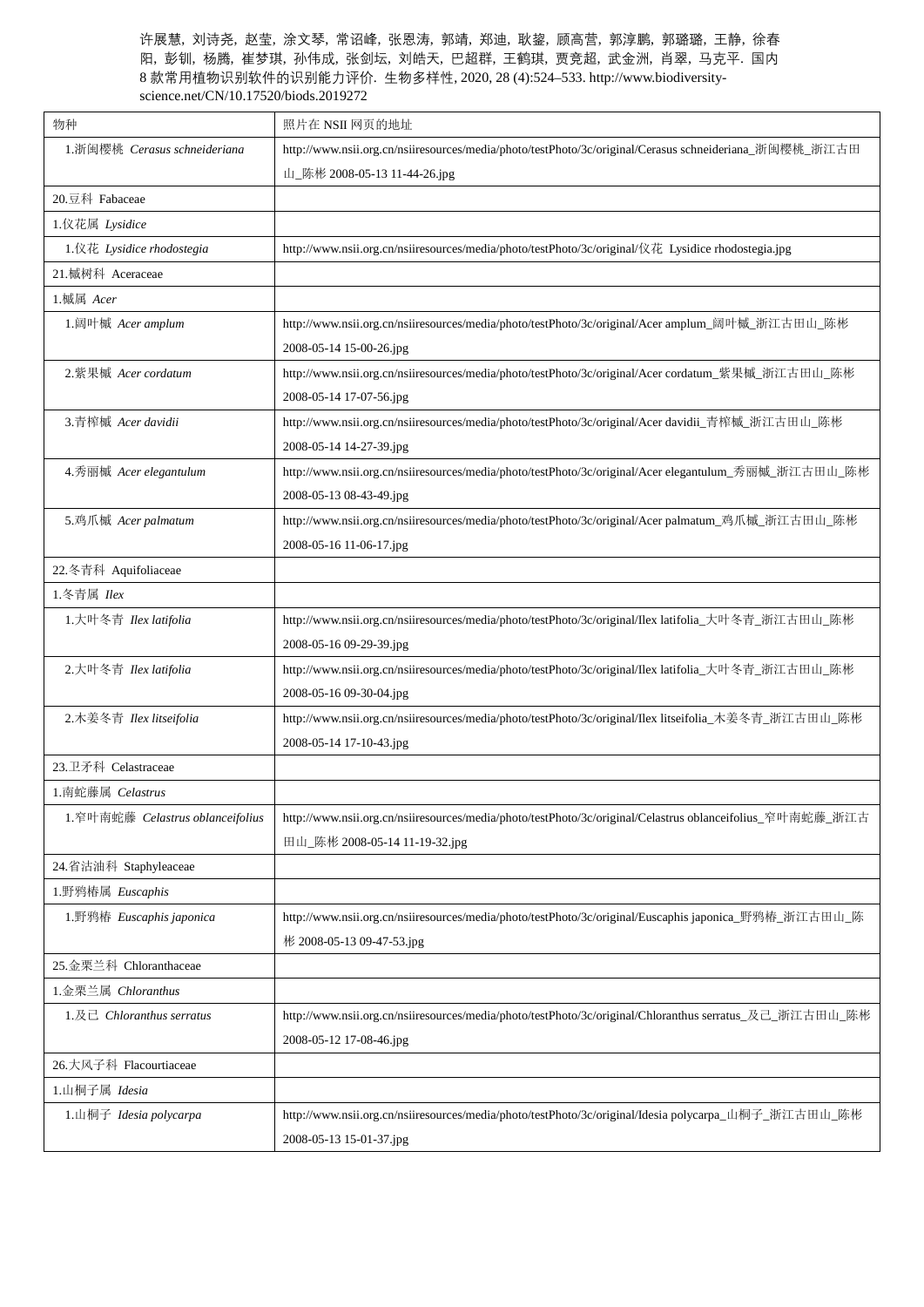许展慧, 刘诗尧, 赵莹, 涂文琴, 常诏峰, 张恩涛, 郭靖, 郑迪, 耿鋆, 顾高营, 郭淳鹏, 郭璐璐, 王静, 徐春阳, 彭钏, 杨腾, 崔梦琪, 孙伟成, 张剑坛, 刘皓天, 巴超群, 王鹤琪, 贾竞超, 武金洲, 肖翠, 马克平. 国内8款常用植物识别软件的识别能力评价. 生物多样性, 2020, 28 (4):524–533. http://www.biodiversity-science.net/CN/10.17520/biods.2019272

| 物种 | 照片在 NSII 网页的地址 |
|---|---|
| 1.浙闽樱桃 *Cerasus schneideriana* | http://www.nsii.org.cn/nsiiresources/media/photo/testPhoto/3c/original/Cerasus schneideriana_浙闽樱桃_浙江古田山_陈彬 2008-05-13 11-44-26.jpg |
| 20.豆科 Fabaceae | |
| 1.仪花属 *Lysidice* | |
| 1.仪花 *Lysidice rhodostegia* | http://www.nsii.org.cn/nsiiresources/media/photo/testPhoto/3c/original/仪花 Lysidice rhodostegia.jpg |
| 21.槭树科 Aceraceae | |
| 1.槭属 *Acer* | |
| 1.阔叶槭 *Acer amplum* | http://www.nsii.org.cn/nsiiresources/media/photo/testPhoto/3c/original/Acer amplum_阔叶槭_浙江古田山_陈彬 2008-05-14 15-00-26.jpg |
| 2.紫果槭 *Acer cordatum* | http://www.nsii.org.cn/nsiiresources/media/photo/testPhoto/3c/original/Acer cordatum_紫果槭_浙江古田山_陈彬 2008-05-14 17-07-56.jpg |
| 3.青榨槭 *Acer davidii* | http://www.nsii.org.cn/nsiiresources/media/photo/testPhoto/3c/original/Acer davidii_青榨槭_浙江古田山_陈彬 2008-05-14 14-27-39.jpg |
| 4.秀丽槭 *Acer elegantulum* | http://www.nsii.org.cn/nsiiresources/media/photo/testPhoto/3c/original/Acer elegantulum_秀丽槭_浙江古田山_陈彬 2008-05-13 08-43-49.jpg |
| 5.鸡爪槭 *Acer palmatum* | http://www.nsii.org.cn/nsiiresources/media/photo/testPhoto/3c/original/Acer palmatum_鸡爪槭_浙江古田山_陈彬 2008-05-16 11-06-17.jpg |
| 22.冬青科 Aquifoliaceae | |
| 1.冬青属 *Ilex* | |
| 1.大叶冬青 *Ilex latifolia* | http://www.nsii.org.cn/nsiiresources/media/photo/testPhoto/3c/original/Ilex latifolia_大叶冬青_浙江古田山_陈彬 2008-05-16 09-29-39.jpg |
| 2.大叶冬青 *Ilex latifolia* | http://www.nsii.org.cn/nsiiresources/media/photo/testPhoto/3c/original/Ilex latifolia_大叶冬青_浙江古田山_陈彬 2008-05-16 09-30-04.jpg |
| 2.木姜冬青 *Ilex litseifolia* | http://www.nsii.org.cn/nsiiresources/media/photo/testPhoto/3c/original/Ilex litseifolia_木姜冬青_浙江古田山_陈彬 2008-05-14 17-10-43.jpg |
| 23.卫矛科 Celastraceae | |
| 1.南蛇藤属 *Celastrus* | |
| 1.窄叶南蛇藤 *Celastrus oblanceifolius* | http://www.nsii.org.cn/nsiiresources/media/photo/testPhoto/3c/original/Celastrus oblanceifolius_窄叶南蛇藤_浙江古田山_陈彬 2008-05-14 11-19-32.jpg |
| 24.省沽油科 Staphyleaceae | |
| 1.野鸦椿属 *Euscaphis* | |
| 1.野鸦椿 *Euscaphis japonica* | http://www.nsii.org.cn/nsiiresources/media/photo/testPhoto/3c/original/Euscaphis japonica_野鸦椿_浙江古田山_陈彬 2008-05-13 09-47-53.jpg |
| 25.金粟兰科 Chloranthaceae | |
| 1.金粟兰属 *Chloranthus* | |
| 1.及已 *Chloranthus serratus* | http://www.nsii.org.cn/nsiiresources/media/photo/testPhoto/3c/original/Chloranthus serratus_及已_浙江古田山_陈彬 2008-05-12 17-08-46.jpg |
| 26.大风子科 Flacourtiaceae | |
| 1.山桐子属 *Idesia* | |
| 1.山桐子 *Idesia polycarpa* | http://www.nsii.org.cn/nsiiresources/media/photo/testPhoto/3c/original/Idesia polycarpa_山桐子_浙江古田山_陈彬 2008-05-13 15-01-37.jpg |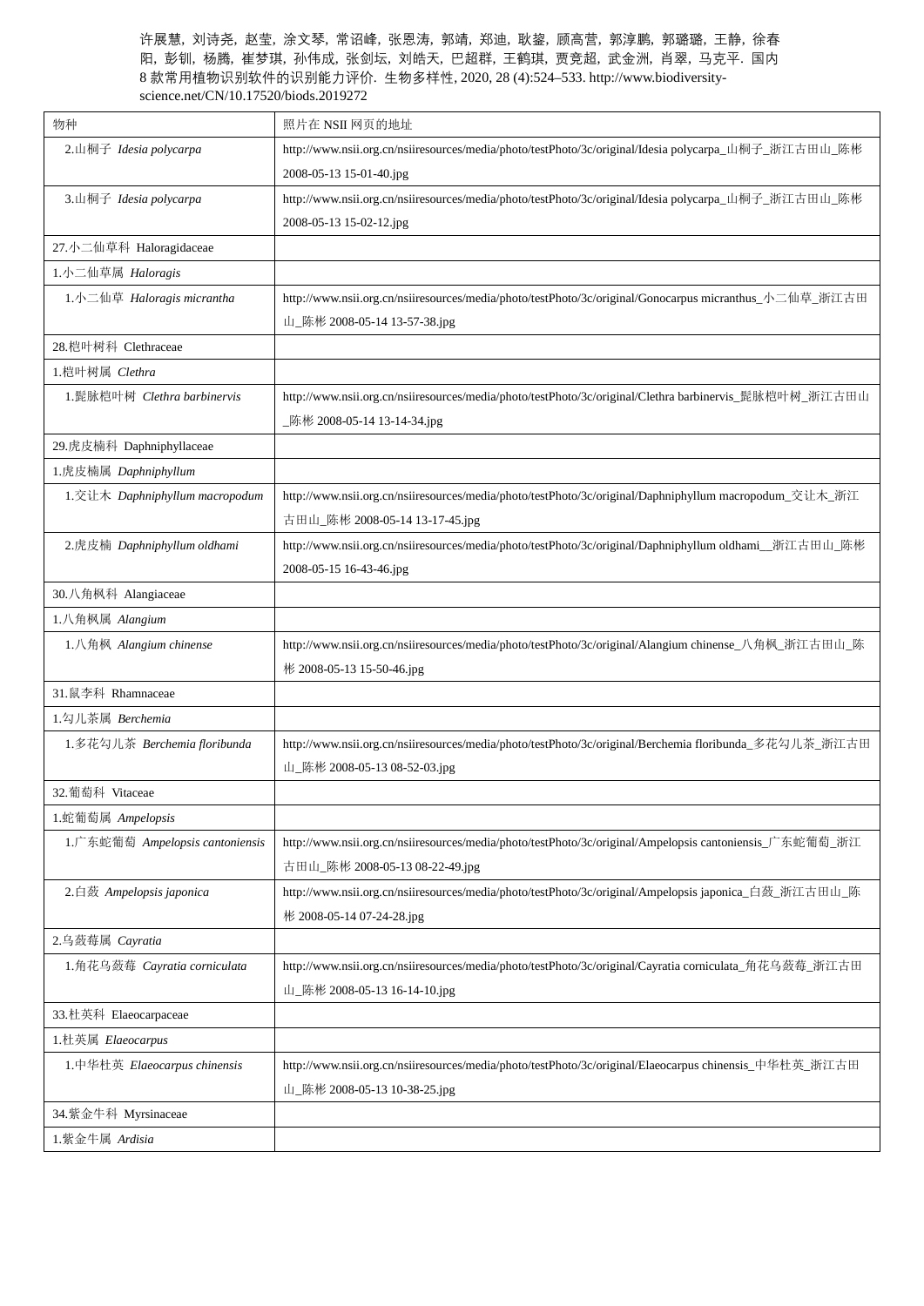许展慧，刘诗尧，赵莹，涂文琴，常诏峰，张恩涛，郭靖，郑迪，耿鋆，顾高营，郭淳鹏，郭璐璐，王静，徐春阳，彭钏，杨腾，崔梦琪，孙伟成，张剑坛，刘皓天，巴超群，王鹤琪，贾竞超，武金洲，肖翠，马克平. 国内8 款常用植物识别软件的识别能力评价. 生物多样性, 2020, 28 (4):524–533. http://www.biodiversity-science.net/CN/10.17520/biods.2019272

| 物种 | 照片在 NSII 网页的地址 |
|---|---|
| 2.山桐子 *Idesia polycarpa* | http://www.nsii.org.cn/nsiiresources/media/photo/testPhoto/3c/original/Idesia polycarpa_山桐子_浙江古田山_陈彬 2008-05-13 15-01-40.jpg |
| 3.山桐子 *Idesia polycarpa* | http://www.nsii.org.cn/nsiiresources/media/photo/testPhoto/3c/original/Idesia polycarpa_山桐子_浙江古田山_陈彬 2008-05-13 15-02-12.jpg |
| 27.小二仙草科 Haloragidaceae | |
| 1.小二仙草属 *Haloragis* | |
| 1.小二仙草 *Haloragis micrantha* | http://www.nsii.org.cn/nsiiresources/media/photo/testPhoto/3c/original/Gonocarpus micranthus_小二仙草_浙江古田山_陈彬 2008-05-14 13-57-38.jpg |
| 28.桤叶树科 Clethraceae | |
| 1.桤叶树属 *Clethra* | |
| 1.髭脉桤叶树 *Clethra barbinervis* | http://www.nsii.org.cn/nsiiresources/media/photo/testPhoto/3c/original/Clethra barbinervis_髭脉桤叶树_浙江古田山_陈彬 2008-05-14 13-14-34.jpg |
| 29.虎皮楠科 Daphniphyllaceae | |
| 1.虎皮楠属 *Daphniphyllum* | |
| 1.交让木 *Daphniphyllum macropodum* | http://www.nsii.org.cn/nsiiresources/media/photo/testPhoto/3c/original/Daphniphyllum macropodum_交让木_浙江古田山_陈彬 2008-05-14 13-17-45.jpg |
| 2.虎皮楠 *Daphniphyllum oldhami* | http://www.nsii.org.cn/nsiiresources/media/photo/testPhoto/3c/original/Daphniphyllum oldhami__浙江古田山_陈彬 2008-05-15 16-43-46.jpg |
| 30.八角枫科 Alangiaceae | |
| 1.八角枫属 *Alangium* | |
| 1.八角枫 *Alangium chinense* | http://www.nsii.org.cn/nsiiresources/media/photo/testPhoto/3c/original/Alangium chinense_八角枫_浙江古田山_陈彬 2008-05-13 15-50-46.jpg |
| 31.鼠李科 Rhamnaceae | |
| 1.勾儿茶属 *Berchemia* | |
| 1.多花勾儿茶 *Berchemia floribunda* | http://www.nsii.org.cn/nsiiresources/media/photo/testPhoto/3c/original/Berchemia floribunda_多花勾儿茶_浙江古田山_陈彬 2008-05-13 08-52-03.jpg |
| 32.葡萄科 Vitaceae | |
| 1.蛇葡萄属 *Ampelopsis* | |
| 1.广东蛇葡萄 *Ampelopsis cantoniensis* | http://www.nsii.org.cn/nsiiresources/media/photo/testPhoto/3c/original/Ampelopsis cantoniensis_广东蛇葡萄_浙江古田山_陈彬 2008-05-13 08-22-49.jpg |
| 2.白蔹 *Ampelopsis japonica* | http://www.nsii.org.cn/nsiiresources/media/photo/testPhoto/3c/original/Ampelopsis japonica_白蔹_浙江古田山_陈彬 2008-05-14 07-24-28.jpg |
| 2.乌蔹莓属 *Cayratia* | |
| 1.角花乌蔹莓 *Cayratia corniculata* | http://www.nsii.org.cn/nsiiresources/media/photo/testPhoto/3c/original/Cayratia corniculata_角花乌蔹莓_浙江古田山_陈彬 2008-05-13 16-14-10.jpg |
| 33.杜英科 Elaeocarpaceae | |
| 1.杜英属 *Elaeocarpus* | |
| 1.中华杜英 *Elaeocarpus chinensis* | http://www.nsii.org.cn/nsiiresources/media/photo/testPhoto/3c/original/Elaeocarpus chinensis_中华杜英_浙江古田山_陈彬 2008-05-13 10-38-25.jpg |
| 34.紫金牛科 Myrsinaceae | |
| 1.紫金牛属 *Ardisia* | |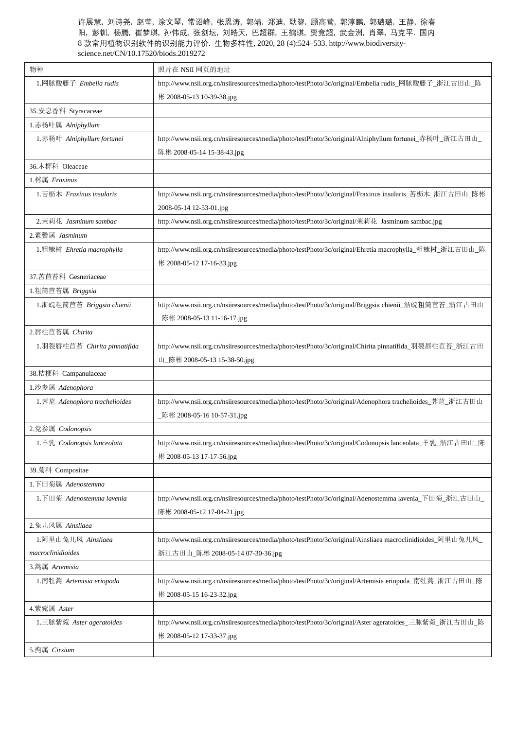许展慧, 刘诗尧, 赵莹, 涂文琴, 常诏峰, 张恩涛, 郭靖, 郑迪, 耿鋆, 顾高营, 郭淳鹏, 郭璐璐, 王静, 徐春阳, 彭钏, 杨腾, 崔梦琪, 孙伟成, 张剑坛, 刘皓天, 巴超群, 王鹤琪, 贾竞超, 武金洲, 肖翠, 马克平. 国内8款常用植物识别软件的识别能力评价. 生物多样性, 2020, 28 (4):524–533. http://www.biodiversity-science.net/CN/10.17520/biods.2019272

| 物种 | 照片在 NSII 网页的地址 |
|---|---|
| 1.网脉酸藤子 *Embelia rudis* | http://www.nsii.org.cn/nsiiresources/media/photo/testPhoto/3c/original/Embelia rudis_网脉酸藤子_浙江古田山_陈彬 2008-05-13 10-39-38.jpg |
| 35.安息香科 Styracaceae | |
| 1.赤杨叶属 *Alniphyllum* | |
| 1.赤杨叶 *Alniphyllum fortunei* | http://www.nsii.org.cn/nsiiresources/media/photo/testPhoto/3c/original/Alniphyllum fortunei_赤杨叶_浙江古田山_陈彬 2008-05-14 15-38-43.jpg |
| 36.木樨科 Oleaceae | |
| 1.梣属 *Fraxinus* | |
| 1.苦枥木 *Fraxinus insularis* | http://www.nsii.org.cn/nsiiresources/media/photo/testPhoto/3c/original/Fraxinus insularis_苦枥木_浙江古田山_陈彬 2008-05-14 12-53-01.jpg |
| 2.茉莉花 *Jasminum sambac* | http://www.nsii.org.cn/nsiiresources/media/photo/testPhoto/3c/original/茉莉花 Jasminum sambac.jpg |
| 2.素馨属 *Jasminum* | |
| 1.粗糠树 *Ehretia macrophylla* | http://www.nsii.org.cn/nsiiresources/media/photo/testPhoto/3c/original/Ehretia macrophylla_粗糠树_浙江古田山_陈彬 2008-05-12 17-16-33.jpg |
| 37.苦苣苔科 Gesneriaceae | |
| 1.粗筒苣苔属 *Briggsia* | |
| 1.浙皖粗筒苣苔 *Briggsia chienii* | http://www.nsii.org.cn/nsiiresources/media/photo/testPhoto/3c/original/Briggsia chienii_浙皖粗筒苣苔_浙江古田山_陈彬 2008-05-13 11-16-17.jpg |
| 2.唇柱苣苔属 *Chirita* | |
| 1.羽裂唇柱苣苔 *Chirita pinnatifida* | http://www.nsii.org.cn/nsiiresources/media/photo/testPhoto/3c/original/Chirita pinnatifida_羽裂唇柱苣苔_浙江古田山_陈彬 2008-05-13 15-38-50.jpg |
| 38.桔梗科 Campanulaceae | |
| 1.沙参属 *Adenophora* | |
| 1.荠苨 *Adenophora trachelioides* | http://www.nsii.org.cn/nsiiresources/media/photo/testPhoto/3c/original/Adenophora trachelioides_荠苨_浙江古田山_陈彬 2008-05-16 10-57-31.jpg |
| 2.党参属 *Codonopsis* | |
| 1.羊乳 *Codonopsis lanceolata* | http://www.nsii.org.cn/nsiiresources/media/photo/testPhoto/3c/original/Codonopsis lanceolata_羊乳_浙江古田山_陈彬 2008-05-13 17-17-56.jpg |
| 39.菊科 Compositae | |
| 1.下田菊属 *Adenostemma* | |
| 1.下田菊 *Adenostemma lavenia* | http://www.nsii.org.cn/nsiiresources/media/photo/testPhoto/3c/original/Adenostemma lavenia_下田菊_浙江古田山_陈彬 2008-05-12 17-04-21.jpg |
| 2.兔儿风属 *Ainsliaea* | |
| 1.阿里山兔儿风 *Ainsliaea macroclinidioides* | http://www.nsii.org.cn/nsiiresources/media/photo/testPhoto/3c/original/Ainsliaea macroclinidioides_阿里山兔儿风_浙江古田山_陈彬 2008-05-14 07-30-36.jpg |
| 3.蒿属 *Artemisia* | |
| 1.南牡蒿 *Artemisia eriopoda* | http://www.nsii.org.cn/nsiiresources/media/photo/testPhoto/3c/original/Artemisia eriopoda_南牡蒿_浙江古田山_陈彬 2008-05-15 16-23-32.jpg |
| 4.紫菀属 *Aster* | |
| 1.三脉紫菀 *Aster ageratoides* | http://www.nsii.org.cn/nsiiresources/media/photo/testPhoto/3c/original/Aster ageratoides_三脉紫菀_浙江古田山_陈彬 2008-05-12 17-33-37.jpg |
| 5.蓟属 *Cirsium* | |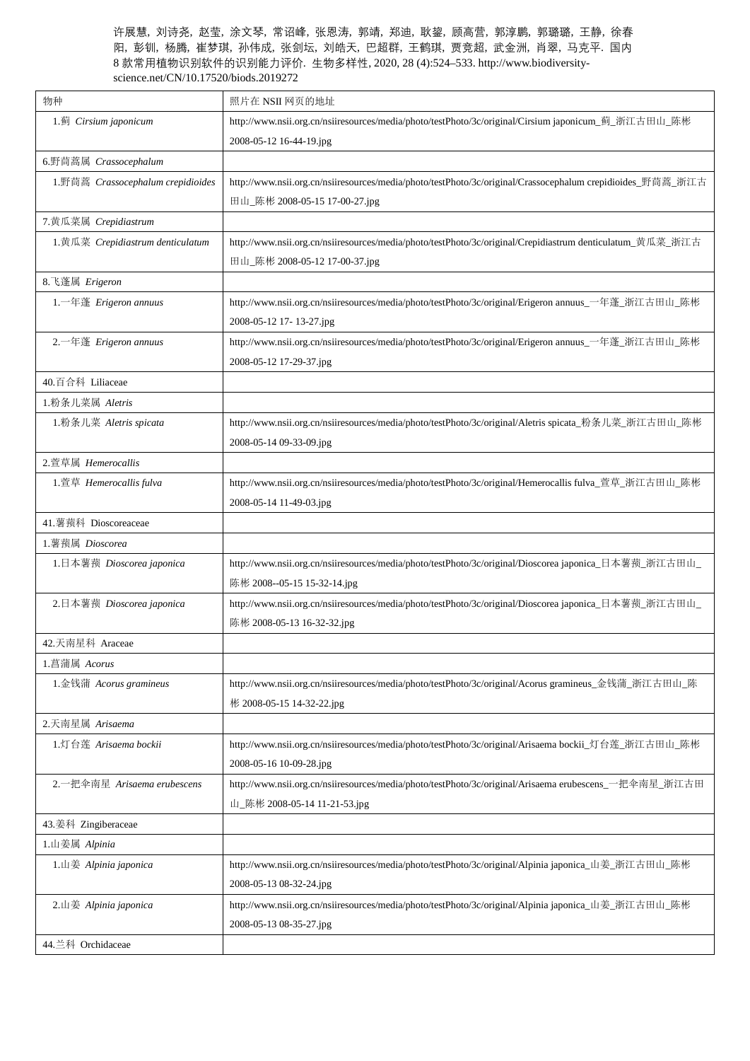许展慧, 刘诗尧, 赵莹, 涂文琴, 常诏峰, 张恩涛, 郭靖, 郑迪, 耿鋆, 顾高营, 郭淳鹏, 郭璐璐, 王静, 徐春阳, 彭钏, 杨腾, 崔梦琪, 孙伟成, 张剑坛, 刘皓天, 巴超群, 王鹤琪, 贾竞超, 武金洲, 肖翠, 马克平. 国内8款常用植物识别软件的识别能力评价. 生物多样性, 2020, 28 (4):524–533. http://www.biodiversity-science.net/CN/10.17520/biods.2019272

| 物种 | 照片在 NSII 网页的地址 |
|---|---|
| 1.蓟 *Cirsium japonicum* | http://www.nsii.org.cn/nsiiresources/media/photo/testPhoto/3c/original/Cirsium japonicum_蓟_浙江古田山_陈彬 2008-05-12 16-44-19.jpg |
| 6.野茼蒿属 *Crassocephalum* | |
| 1.野茼蒿 *Crassocephalum crepidioides* | http://www.nsii.org.cn/nsiiresources/media/photo/testPhoto/3c/original/Crassocephalum crepidioides_野茼蒿_浙江古田山_陈彬 2008-05-15 17-00-27.jpg |
| 7.黄瓜菜属 *Crepidiastrum* | |
| 1.黄瓜菜 *Crepidiastrum denticulatum* | http://www.nsii.org.cn/nsiiresources/media/photo/testPhoto/3c/original/Crepidiastrum denticulatum_黄瓜菜_浙江古田山_陈彬 2008-05-12 17-00-37.jpg |
| 8.飞蓬属 *Erigeron* | |
| 1.一年蓬 *Erigeron annuus* | http://www.nsii.org.cn/nsiiresources/media/photo/testPhoto/3c/original/Erigeron annuus_一年蓬_浙江古田山_陈彬 2008-05-12 17- 13-27.jpg |
| 2.一年蓬 *Erigeron annuus* | http://www.nsii.org.cn/nsiiresources/media/photo/testPhoto/3c/original/Erigeron annuus_一年蓬_浙江古田山_陈彬 2008-05-12 17-29-37.jpg |
| 40.百合科 Liliaceae | |
| 1.粉条儿菜属 *Aletris* | |
| 1.粉条儿菜 *Aletris spicata* | http://www.nsii.org.cn/nsiiresources/media/photo/testPhoto/3c/original/Aletris spicata_粉条儿菜_浙江古田山_陈彬 2008-05-14 09-33-09.jpg |
| 2.萱草属 *Hemerocallis* | |
| 1.萱草 *Hemerocallis fulva* | http://www.nsii.org.cn/nsiiresources/media/photo/testPhoto/3c/original/Hemerocallis fulva_萱草_浙江古田山_陈彬 2008-05-14 11-49-03.jpg |
| 41.薯蓣科 Dioscoreaceae | |
| 1.薯蓣属 *Dioscorea* | |
| 1.日本薯蓣 *Dioscorea japonica* | http://www.nsii.org.cn/nsiiresources/media/photo/testPhoto/3c/original/Dioscorea japonica_日本薯蓣_浙江古田山_陈彬 2008--05-15 15-32-14.jpg |
| 2.日本薯蓣 *Dioscorea japonica* | http://www.nsii.org.cn/nsiiresources/media/photo/testPhoto/3c/original/Dioscorea japonica_日本薯蓣_浙江古田山_陈彬 2008-05-13 16-32-32.jpg |
| 42.天南星科 Araceae | |
| 1.菖蒲属 *Acorus* | |
| 1.金钱蒲 *Acorus gramineus* | http://www.nsii.org.cn/nsiiresources/media/photo/testPhoto/3c/original/Acorus gramineus_金钱蒲_浙江古田山_陈彬 2008-05-15 14-32-22.jpg |
| 2.天南星属 *Arisaema* | |
| 1.灯台莲 *Arisaema bockii* | http://www.nsii.org.cn/nsiiresources/media/photo/testPhoto/3c/original/Arisaema bockii_灯台莲_浙江古田山_陈彬 2008-05-16 10-09-28.jpg |
| 2.一把伞南星 *Arisaema erubescens* | http://www.nsii.org.cn/nsiiresources/media/photo/testPhoto/3c/original/Arisaema erubescens_一把伞南星_浙江古田山_陈彬 2008-05-14 11-21-53.jpg |
| 43.姜科 Zingiberaceae | |
| 1.山姜属 *Alpinia* | |
| 1.山姜 *Alpinia japonica* | http://www.nsii.org.cn/nsiiresources/media/photo/testPhoto/3c/original/Alpinia japonica_山姜_浙江古田山_陈彬 2008-05-13 08-32-24.jpg |
| 2.山姜 *Alpinia japonica* | http://www.nsii.org.cn/nsiiresources/media/photo/testPhoto/3c/original/Alpinia japonica_山姜_浙江古田山_陈彬 2008-05-13 08-35-27.jpg |
| 44.兰科 Orchidaceae | |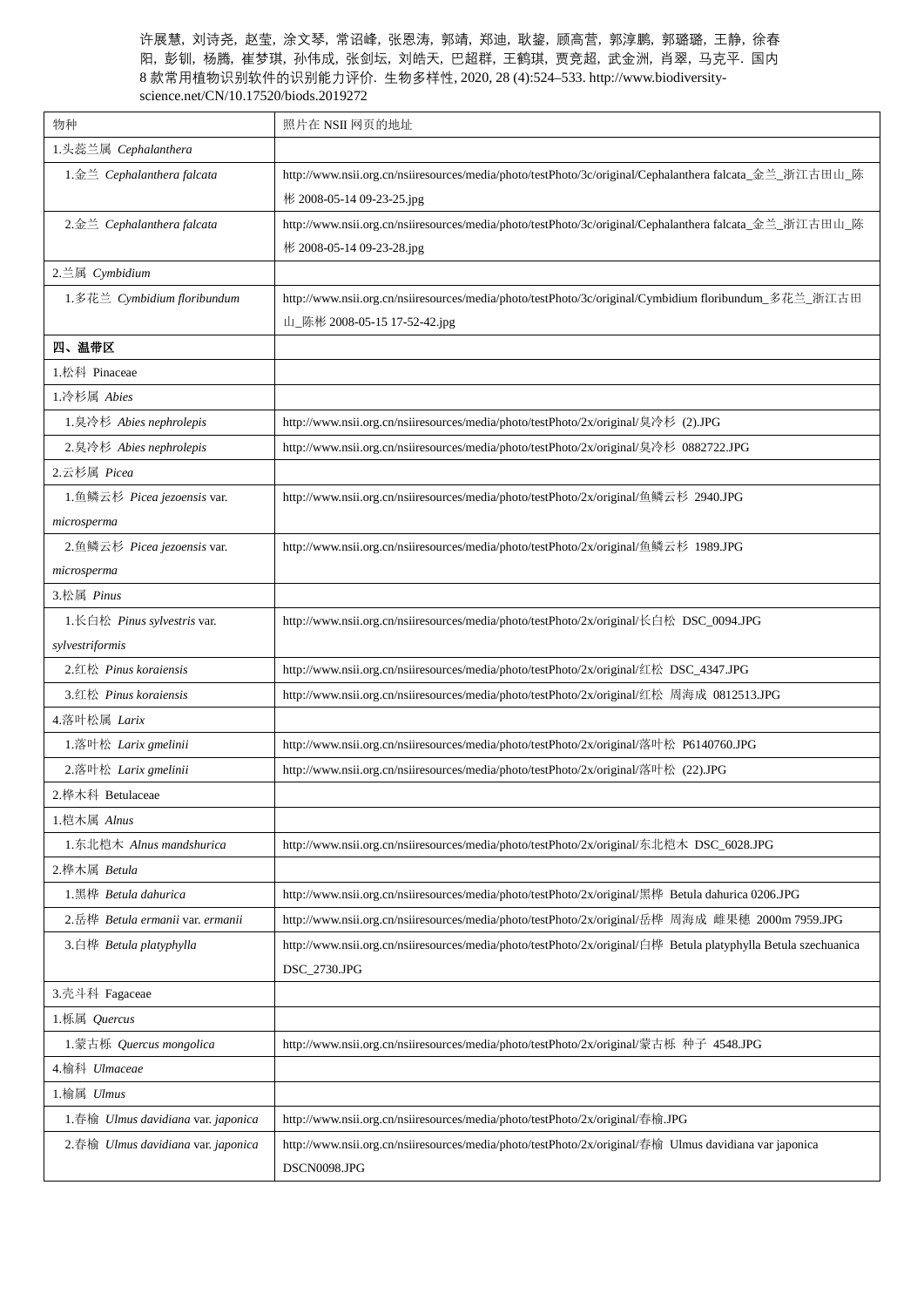许展慧, 刘诗尧, 赵莹, 涂文琴, 常诏峰, 张恩涛, 郭靖, 郑迪, 耿鋆, 顾高营, 郭淳鹏, 郭璐璐, 王静, 徐春阳, 彭钏, 杨腾, 崔梦琪, 孙伟成, 张剑坛, 刘皓天, 巴超群, 王鹤琪, 贾竞超, 武金洲, 肖翠, 马克平. 国内8 款常用植物识别软件的识别能力评价. 生物多样性, 2020, 28 (4):524–533. http://www.biodiversity-science.net/CN/10.17520/biods.2019272

| 物种 | 照片在 NSII 网页的地址 |
|---|---|
| 1.头蕊兰属 *Cephalanthera* | |
| 1.金兰 *Cephalanthera falcata* | http://www.nsii.org.cn/nsiiresources/media/photo/testPhoto/3c/original/Cephalanthera falcata_金兰_浙江古田山_陈彬 2008-05-14 09-23-25.jpg |
| 2.金兰 *Cephalanthera falcata* | http://www.nsii.org.cn/nsiiresources/media/photo/testPhoto/3c/original/Cephalanthera falcata_金兰_浙江古田山_陈彬 2008-05-14 09-23-28.jpg |
| 2.兰属 *Cymbidium* | |
| 1.多花兰 *Cymbidium floribundum* | http://www.nsii.org.cn/nsiiresources/media/photo/testPhoto/3c/original/Cymbidium floribundum_多花兰_浙江古田山_陈彬 2008-05-15 17-52-42.jpg |
| **四、温带区** | |
| 1.松科 Pinaceae | |
| 1.冷杉属 *Abies* | |
| 1.臭冷杉 *Abies nephrolepis* | http://www.nsii.org.cn/nsiiresources/media/photo/testPhoto/2x/original/臭冷杉 (2).JPG |
| 2.臭冷杉 *Abies nephrolepis* | http://www.nsii.org.cn/nsiiresources/media/photo/testPhoto/2x/original/臭冷杉 0882722.JPG |
| 2.云杉属 *Picea* | |
| 1.鱼鳞云杉 *Picea jezoensis* var. *microsperma* | http://www.nsii.org.cn/nsiiresources/media/photo/testPhoto/2x/original/鱼鳞云杉 2940.JPG |
| 2.鱼鳞云杉 *Picea jezoensis* var. *microsperma* | http://www.nsii.org.cn/nsiiresources/media/photo/testPhoto/2x/original/鱼鳞云杉 1989.JPG |
| 3.松属 *Pinus* | |
| 1.长白松 *Pinus sylvestris* var. *sylvestriformis* | http://www.nsii.org.cn/nsiiresources/media/photo/testPhoto/2x/original/长白松 DSC_0094.JPG |
| 2.红松 *Pinus koraiensis* | http://www.nsii.org.cn/nsiiresources/media/photo/testPhoto/2x/original/红松 DSC_4347.JPG |
| 3.红松 *Pinus koraiensis* | http://www.nsii.org.cn/nsiiresources/media/photo/testPhoto/2x/original/红松 周海成 0812513.JPG |
| 4.落叶松属 *Larix* | |
| 1.落叶松 *Larix gmelinii* | http://www.nsii.org.cn/nsiiresources/media/photo/testPhoto/2x/original/落叶松 P6140760.JPG |
| 2.落叶松 *Larix gmelinii* | http://www.nsii.org.cn/nsiiresources/media/photo/testPhoto/2x/original/落叶松 (22).JPG |
| 2.桦木科 Betulaceae | |
| 1.桤木属 *Alnus* | |
| 1.东北桤木 *Alnus mandshurica* | http://www.nsii.org.cn/nsiiresources/media/photo/testPhoto/2x/original/东北桤木 DSC_6028.JPG |
| 2.桦木属 *Betula* | |
| 1.黑桦 *Betula dahurica* | http://www.nsii.org.cn/nsiiresources/media/photo/testPhoto/2x/original/黑桦 Betula dahurica 0206.JPG |
| 2.岳桦 *Betula ermanii* var. *ermanii* | http://www.nsii.org.cn/nsiiresources/media/photo/testPhoto/2x/original/岳桦 周海成 雌果穗 2000m 7959.JPG |
| 3.白桦 *Betula platyphylla* | http://www.nsii.org.cn/nsiiresources/media/photo/testPhoto/2x/original/白桦 Betula platyphylla Betula szechuanica DSC_2730.JPG |
| 3.壳斗科 Fagaceae | |
| 1.栎属 *Quercus* | |
| 1.蒙古栎 *Quercus mongolica* | http://www.nsii.org.cn/nsiiresources/media/photo/testPhoto/2x/original/蒙古栎 种子 4548.JPG |
| 4.榆科 *Ulmaceae* | |
| 1.榆属 *Ulmus* | |
| 1.春榆 *Ulmus davidiana* var. *japonica* | http://www.nsii.org.cn/nsiiresources/media/photo/testPhoto/2x/original/春榆.JPG |
| 2.春榆 *Ulmus davidiana* var. *japonica* | http://www.nsii.org.cn/nsiiresources/media/photo/testPhoto/2x/original/春榆 Ulmus davidiana var japonica DSCN0098.JPG |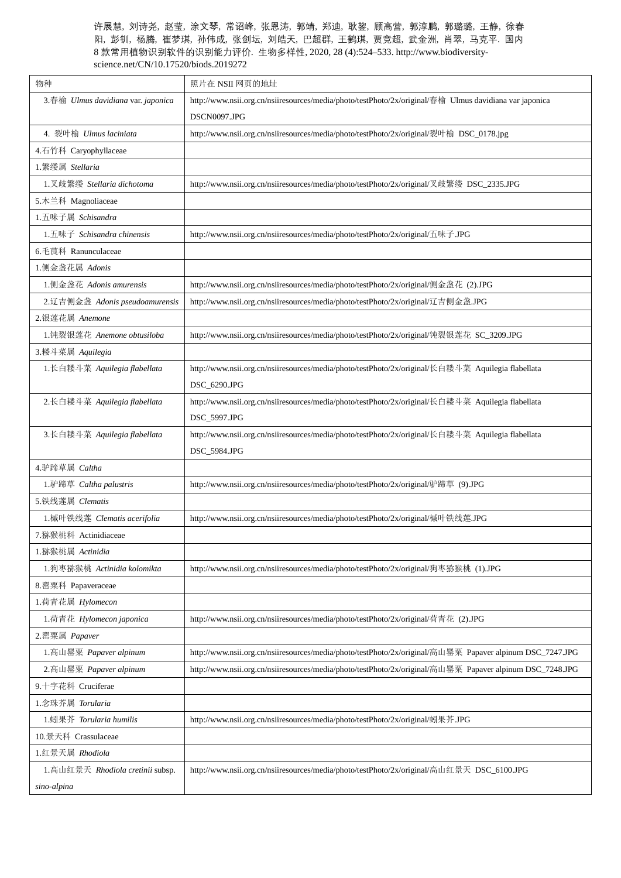许展慧, 刘诗尧, 赵莹, 涂文琴, 常诏峰, 张恩涛, 郭靖, 郑迪, 耿鋆, 顾高营, 郭淳鹏, 郭璐璐, 王静, 徐春阳, 彭钏, 杨腾, 崔梦琪, 孙伟成, 张剑坛, 刘皓天, 巴超群, 王鹤琪, 贾竟超, 武金洲, 肖翠, 马克平. 国内8 款常用植物识别软件的识别能力评价. 生物多样性, 2020, 28 (4):524–533. http://www.biodiversity-science.net/CN/10.17520/biods.2019272

| 物种 | 照片在 NSII 网页的地址 |
|---|---|
| 3.春榆 *Ulmus davidiana* var. *japonica* | http://www.nsii.org.cn/nsiiresources/media/photo/testPhoto/2x/original/春榆 Ulmus davidiana var japonica DSCN0097.JPG |
| 4. 裂叶榆 *Ulmus laciniata* | http://www.nsii.org.cn/nsiiresources/media/photo/testPhoto/2x/original/裂叶榆 DSC_0178.jpg |
| 4.石竹科 Caryophyllaceae | |
| 1.繁缕属 *Stellaria* | |
| 1.叉歧繁缕 *Stellaria dichotoma* | http://www.nsii.org.cn/nsiiresources/media/photo/testPhoto/2x/original/叉歧繁缕 DSC_2335.JPG |
| 5.木兰科 Magnoliaceae | |
| 1.五味子属 *Schisandra* | |
| 1.五味子 *Schisandra chinensis* | http://www.nsii.org.cn/nsiiresources/media/photo/testPhoto/2x/original/五味子.JPG |
| 6.毛茛科 Ranunculaceae | |
| 1.侧金盏花属 *Adonis* | |
| 1.侧金盏花 *Adonis amurensis* | http://www.nsii.org.cn/nsiiresources/media/photo/testPhoto/2x/original/侧金盏花 (2).JPG |
| 2.辽吉侧金盏 *Adonis pseudoamurensis* | http://www.nsii.org.cn/nsiiresources/media/photo/testPhoto/2x/original/辽吉侧金盏.JPG |
| 2.银莲花属 *Anemone* | |
| 1.钝裂银莲花 *Anemone obtusiloba* | http://www.nsii.org.cn/nsiiresources/media/photo/testPhoto/2x/original/钝裂银莲花 SC_3209.JPG |
| 3.耧斗菜属 *Aquilegia* | |
| 1.长白耧斗菜 *Aquilegia flabellata* | http://www.nsii.org.cn/nsiiresources/media/photo/testPhoto/2x/original/长白耧斗菜 Aquilegia flabellata DSC_6290.JPG |
| 2.长白耧斗菜 *Aquilegia flabellata* | http://www.nsii.org.cn/nsiiresources/media/photo/testPhoto/2x/original/长白耧斗菜 Aquilegia flabellata DSC_5997.JPG |
| 3.长白耧斗菜 *Aquilegia flabellata* | http://www.nsii.org.cn/nsiiresources/media/photo/testPhoto/2x/original/长白耧斗菜 Aquilegia flabellata DSC_5984.JPG |
| 4.驴蹄草属 *Caltha* | |
| 1.驴蹄草 *Caltha palustris* | http://www.nsii.org.cn/nsiiresources/media/photo/testPhoto/2x/original/驴蹄草 (9).JPG |
| 5.铁线莲属 *Clematis* | |
| 1.槭叶铁线莲 *Clematis acerifolia* | http://www.nsii.org.cn/nsiiresources/media/photo/testPhoto/2x/original/槭叶铁线莲.JPG |
| 7.猕猴桃科 Actinidiaceae | |
| 1.猕猴桃属 *Actinidia* | |
| 1.狗枣猕猴桃 *Actinidia kolomikta* | http://www.nsii.org.cn/nsiiresources/media/photo/testPhoto/2x/original/狗枣猕猴桃 (1).JPG |
| 8.罂粟科 Papaveraceae | |
| 1.荷青花属 *Hylomecon* | |
| 1.荷青花 *Hylomecon japonica* | http://www.nsii.org.cn/nsiiresources/media/photo/testPhoto/2x/original/荷青花 (2).JPG |
| 2.罂粟属 *Papaver* | |
| 1.高山罂粟 *Papaver alpinum* | http://www.nsii.org.cn/nsiiresources/media/photo/testPhoto/2x/original/高山罂粟 Papaver alpinum DSC_7247.JPG |
| 2.高山罂粟 *Papaver alpinum* | http://www.nsii.org.cn/nsiiresources/media/photo/testPhoto/2x/original/高山罂粟 Papaver alpinum DSC_7248.JPG |
| 9.十字花科 Cruciferae | |
| 1.念珠芥属 *Torularia* | |
| 1.蚓果芥 *Torularia humilis* | http://www.nsii.org.cn/nsiiresources/media/photo/testPhoto/2x/original/蚓果芥.JPG |
| 10.景天科 Crassulaceae | |
| 1.红景天属 *Rhodiola* | |
| 1.高山红景天 *Rhodiola cretinii* subsp. *sino-alpina* | http://www.nsii.org.cn/nsiiresources/media/photo/testPhoto/2x/original/高山红景天 DSC_6100.JPG |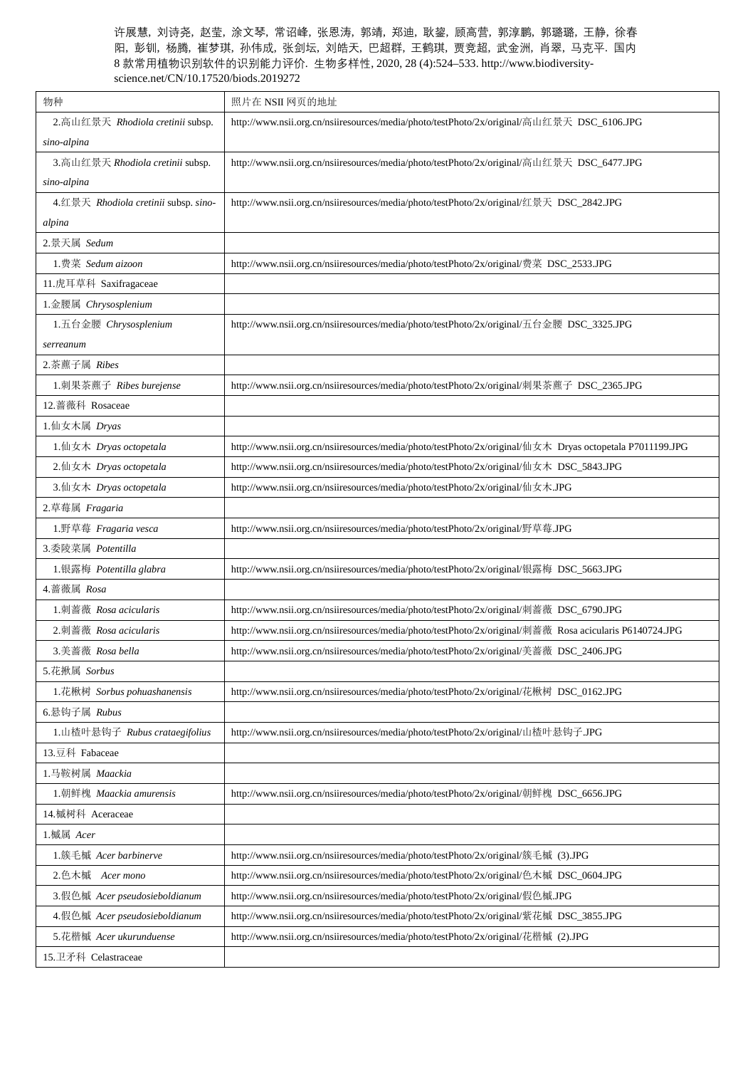许展慧, 刘诗尧, 赵莹, 涂文琴, 常诏峰, 张恩涛, 郭靖, 郑迪, 耿鋆, 顾高营, 郭淳鹏, 郭璐璐, 王静, 徐春阳, 彭钏, 杨腾, 崔梦琪, 孙伟成, 张剑坛, 刘皓天, 巴超群, 王鹤琪, 贾竞超, 武金洲, 肖翠, 马克平. 国内 8 款常用植物识别软件的识别能力评价. 生物多样性, 2020, 28 (4):524–533. http://www.biodiversity-science.net/CN/10.17520/biods.2019272

| 物种 | 照片在 NSII 网页的地址 |
|---|---|
| 2.高山红景天 *Rhodiola cretinii* subsp. *sino-alpina* | http://www.nsii.org.cn/nsiiresources/media/photo/testPhoto/2x/original/高山红景天 DSC_6106.JPG |
| 3.高山红景天 *Rhodiola cretinii* subsp. *sino-alpina* | http://www.nsii.org.cn/nsiiresources/media/photo/testPhoto/2x/original/高山红景天 DSC_6477.JPG |
| 4.红景天 *Rhodiola cretinii* subsp. *sino-alpina* | http://www.nsii.org.cn/nsiiresources/media/photo/testPhoto/2x/original/红景天 DSC_2842.JPG |
| 2.景天属 *Sedum* | |
| 1.费菜 *Sedum aizoon* | http://www.nsii.org.cn/nsiiresources/media/photo/testPhoto/2x/original/费菜 DSC_2533.JPG |
| 11.虎耳草科 Saxifragaceae | |
| 1.金腰属 *Chrysosplenium* | |
| 1.五台金腰 *Chrysosplenium serreanum* | http://www.nsii.org.cn/nsiiresources/media/photo/testPhoto/2x/original/五台金腰 DSC_3325.JPG |
| 2.茶藨子属 *Ribes* | |
| 1.刺果茶藨子 *Ribes burejense* | http://www.nsii.org.cn/nsiiresources/media/photo/testPhoto/2x/original/刺果茶藨子 DSC_2365.JPG |
| 12.蔷薇科 Rosaceae | |
| 1.仙女木属 *Dryas* | |
| 1.仙女木 *Dryas octopetala* | http://www.nsii.org.cn/nsiiresources/media/photo/testPhoto/2x/original/仙女木 Dryas octopetala P7011199.JPG |
| 2.仙女木 *Dryas octopetala* | http://www.nsii.org.cn/nsiiresources/media/photo/testPhoto/2x/original/仙女木 DSC_5843.JPG |
| 3.仙女木 *Dryas octopetala* | http://www.nsii.org.cn/nsiiresources/media/photo/testPhoto/2x/original/仙女木.JPG |
| 2.草莓属 *Fragaria* | |
| 1.野草莓 *Fragaria vesca* | http://www.nsii.org.cn/nsiiresources/media/photo/testPhoto/2x/original/野草莓.JPG |
| 3.委陵菜属 *Potentilla* | |
| 1.银露梅 *Potentilla glabra* | http://www.nsii.org.cn/nsiiresources/media/photo/testPhoto/2x/original/银露梅 DSC_5663.JPG |
| 4.蔷薇属 *Rosa* | |
| 1.刺蔷薇 *Rosa acicularis* | http://www.nsii.org.cn/nsiiresources/media/photo/testPhoto/2x/original/刺蔷薇 DSC_6790.JPG |
| 2.刺蔷薇 *Rosa acicularis* | http://www.nsii.org.cn/nsiiresources/media/photo/testPhoto/2x/original/刺蔷薇 Rosa acicularis P6140724.JPG |
| 3.美蔷薇 *Rosa bella* | http://www.nsii.org.cn/nsiiresources/media/photo/testPhoto/2x/original/美蔷薇 DSC_2406.JPG |
| 5.花楸属 *Sorbus* | |
| 1.花楸树 *Sorbus pohuashanensis* | http://www.nsii.org.cn/nsiiresources/media/photo/testPhoto/2x/original/花楸树 DSC_0162.JPG |
| 6.悬钩子属 *Rubus* | |
| 1.山楂叶悬钩子 *Rubus crataegifolius* | http://www.nsii.org.cn/nsiiresources/media/photo/testPhoto/2x/original/山楂叶悬钩子.JPG |
| 13.豆科 Fabaceae | |
| 1.马鞍树属 *Maackia* | |
| 1.朝鲜槐 *Maackia amurensis* | http://www.nsii.org.cn/nsiiresources/media/photo/testPhoto/2x/original/朝鲜槐 DSC_6656.JPG |
| 14.槭树科 Aceraceae | |
| 1.槭属 *Acer* | |
| 1.簇毛槭 *Acer barbinerve* | http://www.nsii.org.cn/nsiiresources/media/photo/testPhoto/2x/original/簇毛槭 (3).JPG |
| 2.色木槭 *Acer mono* | http://www.nsii.org.cn/nsiiresources/media/photo/testPhoto/2x/original/色木槭 DSC_0604.JPG |
| 3.假色槭 *Acer pseudosieboldianum* | http://www.nsii.org.cn/nsiiresources/media/photo/testPhoto/2x/original/假色槭.JPG |
| 4.假色槭 *Acer pseudosieboldianum* | http://www.nsii.org.cn/nsiiresources/media/photo/testPhoto/2x/original/紫花槭 DSC_3855.JPG |
| 5.花楷槭 *Acer ukurunduense* | http://www.nsii.org.cn/nsiiresources/media/photo/testPhoto/2x/original/花楷槭 (2).JPG |
| 15.卫矛科 Celastraceae | |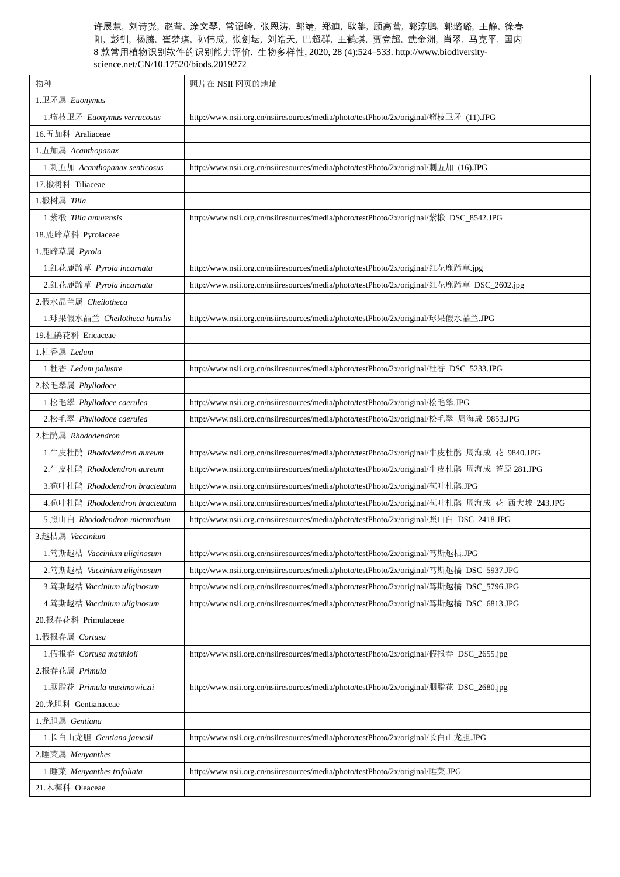许展慧, 刘诗尧, 赵莹, 涂文琴, 常诏峰, 张恩涛, 郭靖, 郑迪, 耿鋆, 顾高营, 郭淳鹏, 郭璐璐, 王静, 徐春阳, 彭钏, 杨腾, 崔梦琪, 孙伟成, 张剑坛, 刘皓天, 巴超群, 王鹤琪, 贾竟超, 武金洲, 肖翠, 马克平. 国内8 款常用植物识别软件的识别能力评价. 生物多样性, 2020, 28 (4):524–533. http://www.biodiversity-science.net/CN/10.17520/biods.2019272

| 物种 | 照片在 NSII 网页的地址 |
|---|---|
| 1.卫矛属 *Euonymus* | |
| 1.瘤枝卫矛 *Euonymus verrucosus* | http://www.nsii.org.cn/nsiiresources/media/photo/testPhoto/2x/original/瘤枝卫矛 (11).JPG |
| 16.五加科 Araliaceae | |
| 1.五加属 *Acanthopanax* | |
| 1.刺五加 *Acanthopanax senticosus* | http://www.nsii.org.cn/nsiiresources/media/photo/testPhoto/2x/original/刺五加 (16).JPG |
| 17.椴树科 Tiliaceae | |
| 1.椴树属 *Tilia* | |
| 1.紫椴 *Tilia amurensis* | http://www.nsii.org.cn/nsiiresources/media/photo/testPhoto/2x/original/紫椴 DSC_8542.JPG |
| 18.鹿蹄草科 Pyrolaceae | |
| 1.鹿蹄草属 *Pyrola* | |
| 1.红花鹿蹄草 *Pyrola incarnata* | http://www.nsii.org.cn/nsiiresources/media/photo/testPhoto/2x/original/红花鹿蹄草.jpg |
| 2.红花鹿蹄草 *Pyrola incarnata* | http://www.nsii.org.cn/nsiiresources/media/photo/testPhoto/2x/original/红花鹿蹄草 DSC_2602.jpg |
| 2.假水晶兰属 *Cheilotheca* | |
| 1.球果假水晶兰 *Cheilotheca humilis* | http://www.nsii.org.cn/nsiiresources/media/photo/testPhoto/2x/original/球果假水晶兰.JPG |
| 19.杜鹃花科 Ericaceae | |
| 1.杜香属 *Ledum* | |
| 1.杜香 *Ledum palustre* | http://www.nsii.org.cn/nsiiresources/media/photo/testPhoto/2x/original/杜香 DSC_5233.JPG |
| 2.松毛翠属 *Phyllodoce* | |
| 1.松毛翠 *Phyllodoce caerulea* | http://www.nsii.org.cn/nsiiresources/media/photo/testPhoto/2x/original/松毛翠.JPG |
| 2.松毛翠 *Phyllodoce caerulea* | http://www.nsii.org.cn/nsiiresources/media/photo/testPhoto/2x/original/松毛翠 周海成 9853.JPG |
| 2.杜鹃属 *Rhododendron* | |
| 1.牛皮杜鹃 *Rhododendron aureum* | http://www.nsii.org.cn/nsiiresources/media/photo/testPhoto/2x/original/牛皮杜鹃 周海成 花 9840.JPG |
| 2.牛皮杜鹃 *Rhododendron aureum* | http://www.nsii.org.cn/nsiiresources/media/photo/testPhoto/2x/original/牛皮杜鹃 周海成 苔原 281.JPG |
| 3.苞叶杜鹃 *Rhododendron bracteatum* | http://www.nsii.org.cn/nsiiresources/media/photo/testPhoto/2x/original/苞叶杜鹃.JPG |
| 4.苞叶杜鹃 *Rhododendron bracteatum* | http://www.nsii.org.cn/nsiiresources/media/photo/testPhoto/2x/original/苞叶杜鹃 周海成 花 西大坡 243.JPG |
| 5.照山白 *Rhododendron micranthum* | http://www.nsii.org.cn/nsiiresources/media/photo/testPhoto/2x/original/照山白 DSC_2418.JPG |
| 3.越桔属 *Vaccinium* | |
| 1.笃斯越桔 *Vaccinium uliginosum* | http://www.nsii.org.cn/nsiiresources/media/photo/testPhoto/2x/original/笃斯越桔.JPG |
| 2.笃斯越桔 *Vaccinium uliginosum* | http://www.nsii.org.cn/nsiiresources/media/photo/testPhoto/2x/original/笃斯越橘 DSC_5937.JPG |
| 3.笃斯越桔 *Vaccinium uliginosum* | http://www.nsii.org.cn/nsiiresources/media/photo/testPhoto/2x/original/笃斯越橘 DSC_5796.JPG |
| 4.笃斯越桔 *Vaccinium uliginosum* | http://www.nsii.org.cn/nsiiresources/media/photo/testPhoto/2x/original/笃斯越橘 DSC_6813.JPG |
| 20.报春花科 Primulaceae | |
| 1.假报春属 *Cortusa* | |
| 1.假报春 *Cortusa matthioli* | http://www.nsii.org.cn/nsiiresources/media/photo/testPhoto/2x/original/假报春 DSC_2655.jpg |
| 2.报春花属 *Primula* | |
| 1.胭脂花 *Primula maximowiczii* | http://www.nsii.org.cn/nsiiresources/media/photo/testPhoto/2x/original/胭脂花 DSC_2680.jpg |
| 20.龙胆科 Gentianaceae | |
| 1.龙胆属 *Gentiana* | |
| 1.长白山龙胆 *Gentiana jamesii* | http://www.nsii.org.cn/nsiiresources/media/photo/testPhoto/2x/original/长白山龙胆.JPG |
| 2.睡菜属 *Menyanthes* | |
| 1.睡菜 *Menyanthes trifoliata* | http://www.nsii.org.cn/nsiiresources/media/photo/testPhoto/2x/original/睡菜.JPG |
| 21.木樨科 Oleaceae | |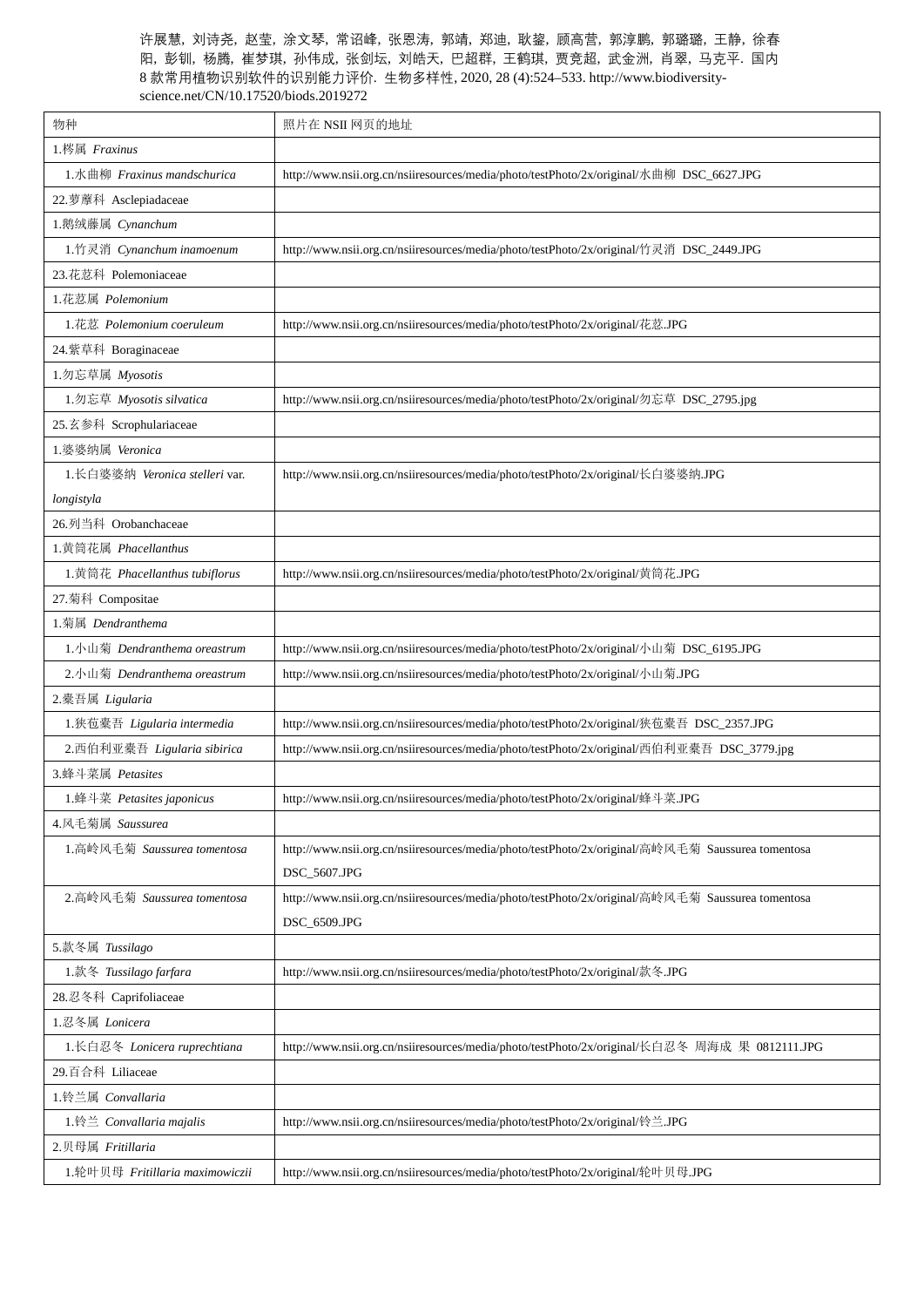许展慧, 刘诗尧, 赵莹, 涂文琴, 常诏峰, 张恩涛, 郭靖, 郑迪, 耿鎏, 顾高营, 郭淳鹏, 郭璐璐, 王静, 徐春阳, 彭钏, 杨腾, 崔梦琪, 孙伟成, 张剑坛, 刘皓天, 巴超群, 王鹤琪, 贾竞超, 武金洲, 肖翠, 马克平. 国内8款常用植物识别软件的识别能力评价. 生物多样性, 2020, 28 (4):524–533. http://www.biodiversity-science.net/CN/10.17520/biods.2019272

| 物种 | 照片在 NSII 网页的地址 |
|---|---|
| 1.梣属 *Fraxinus* | |
| 1.水曲柳 *Fraxinus mandschurica* | http://www.nsii.org.cn/nsiiresources/media/photo/testPhoto/2x/original/水曲柳 DSC_6627.JPG |
| 22.萝藦科 Asclepiadaceae | |
| 1.鹅绒藤属 *Cynanchum* | |
| 1.竹灵消 *Cynanchum inamoenum* | http://www.nsii.org.cn/nsiiresources/media/photo/testPhoto/2x/original/竹灵消 DSC_2449.JPG |
| 23.花荵科 Polemoniaceae | |
| 1.花荵属 *Polemonium* | |
| 1.花荵 *Polemonium coeruleum* | http://www.nsii.org.cn/nsiiresources/media/photo/testPhoto/2x/original/花荵.JPG |
| 24.紫草科 Boraginaceae | |
| 1.勿忘草属 *Myosotis* | |
| 1.勿忘草 *Myosotis silvatica* | http://www.nsii.org.cn/nsiiresources/media/photo/testPhoto/2x/original/勿忘草 DSC_2795.jpg |
| 25.玄参科 Scrophulariaceae | |
| 1.婆婆纳属 *Veronica* | |
| 1.长白婆婆纳 *Veronica stelleri* var. *longistyla* | http://www.nsii.org.cn/nsiiresources/media/photo/testPhoto/2x/original/长白婆婆纳.JPG |
| 26.列当科 Orobanchaceae | |
| 1.黄筒花属 *Phacellanthus* | |
| 1.黄筒花 *Phacellanthus tubiflorus* | http://www.nsii.org.cn/nsiiresources/media/photo/testPhoto/2x/original/黄筒花.JPG |
| 27.菊科 Compositae | |
| 1.菊属 *Dendranthema* | |
| 1.小山菊 *Dendranthema oreastrum* | http://www.nsii.org.cn/nsiiresources/media/photo/testPhoto/2x/original/小山菊 DSC_6195.JPG |
| 2.小山菊 *Dendranthema oreastrum* | http://www.nsii.org.cn/nsiiresources/media/photo/testPhoto/2x/original/小山菊.JPG |
| 2.橐吾属 *Ligularia* | |
| 1.狭苞橐吾 *Ligularia intermedia* | http://www.nsii.org.cn/nsiiresources/media/photo/testPhoto/2x/original/狭苞橐吾 DSC_2357.JPG |
| 2.西伯利亚橐吾 *Ligularia sibirica* | http://www.nsii.org.cn/nsiiresources/media/photo/testPhoto/2x/original/西伯利亚橐吾 DSC_3779.jpg |
| 3.蜂斗菜属 *Petasites* | |
| 1.蜂斗菜 *Petasites japonicus* | http://www.nsii.org.cn/nsiiresources/media/photo/testPhoto/2x/original/蜂斗菜.JPG |
| 4.风毛菊属 *Saussurea* | |
| 1.高岭风毛菊 *Saussurea tomentosa* | http://www.nsii.org.cn/nsiiresources/media/photo/testPhoto/2x/original/高岭风毛菊 Saussurea tomentosa DSC_5607.JPG |
| 2.高岭风毛菊 *Saussurea tomentosa* | http://www.nsii.org.cn/nsiiresources/media/photo/testPhoto/2x/original/高岭风毛菊 Saussurea tomentosa DSC_6509.JPG |
| 5.款冬属 *Tussilago* | |
| 1.款冬 *Tussilago farfara* | http://www.nsii.org.cn/nsiiresources/media/photo/testPhoto/2x/original/款冬.JPG |
| 28.忍冬科 Caprifoliaceae | |
| 1.忍冬属 *Lonicera* | |
| 1.长白忍冬 *Lonicera ruprechtiana* | http://www.nsii.org.cn/nsiiresources/media/photo/testPhoto/2x/original/长白忍冬 周海成 果 0812111.JPG |
| 29.百合科 Liliaceae | |
| 1.铃兰属 *Convallaria* | |
| 1.铃兰 *Convallaria majalis* | http://www.nsii.org.cn/nsiiresources/media/photo/testPhoto/2x/original/铃兰.JPG |
| 2.贝母属 *Fritillaria* | |
| 1.轮叶贝母 *Fritillaria maximowiczii* | http://www.nsii.org.cn/nsiiresources/media/photo/testPhoto/2x/original/轮叶贝母.JPG |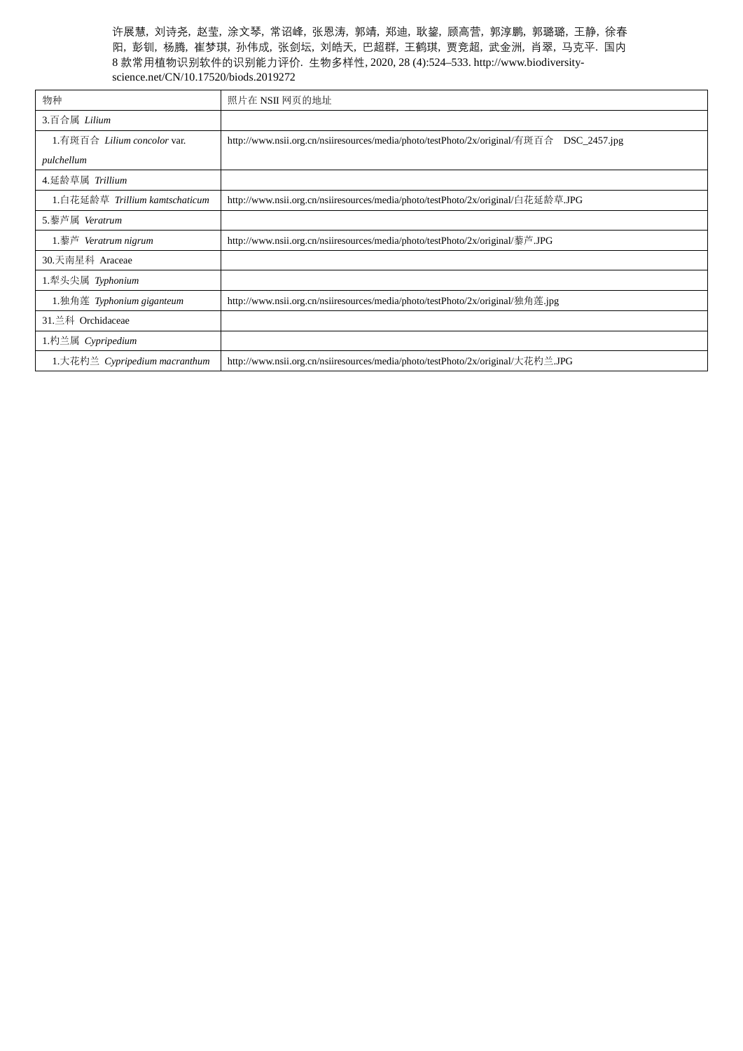许展慧, 刘诗尧, 赵莹, 涂文琴, 常诏峰, 张恩涛, 郭靖, 郑迪, 耿鋆, 顾高营, 郭淳鹏, 郭璐璐, 王静, 徐春阳, 彭钏, 杨腾, 崔梦琪, 孙伟成, 张剑坛, 刘皓天, 巴超群, 王鹤琪, 贾竞超, 武金洲, 肖翠, 马克平. 国内 8 款常用植物识别软件的识别能力评价. 生物多样性, 2020, 28 (4):524–533. http://www.biodiversity-science.net/CN/10.17520/biods.2019272

| 物种 | 照片在 NSII 网页的地址 |
|---|---|
| 3.百合属 *Lilium* | |
| 1.有斑百合 *Lilium concolor* var. *pulchellum* | http://www.nsii.org.cn/nsiiresources/media/photo/testPhoto/2x/original/有斑百合　DSC_2457.jpg |
| 4.延龄草属 *Trillium* | |
| 1.白花延龄草 *Trillium kamtschaticum* | http://www.nsii.org.cn/nsiiresources/media/photo/testPhoto/2x/original/白花延龄草.JPG |
| 5.藜芦属 *Veratrum* | |
| 1.藜芦 *Veratrum nigrum* | http://www.nsii.org.cn/nsiiresources/media/photo/testPhoto/2x/original/藜芦.JPG |
| 30.天南星科 Araceae | |
| 1.犁头尖属 *Typhonium* | |
| 1.独角莲 *Typhonium giganteum* | http://www.nsii.org.cn/nsiiresources/media/photo/testPhoto/2x/original/独角莲.jpg |
| 31.兰科 Orchidaceae | |
| 1.杓兰属 *Cypripedium* | |
| 1.大花杓兰 *Cypripedium macranthum* | http://www.nsii.org.cn/nsiiresources/media/photo/testPhoto/2x/original/大花杓兰.JPG |